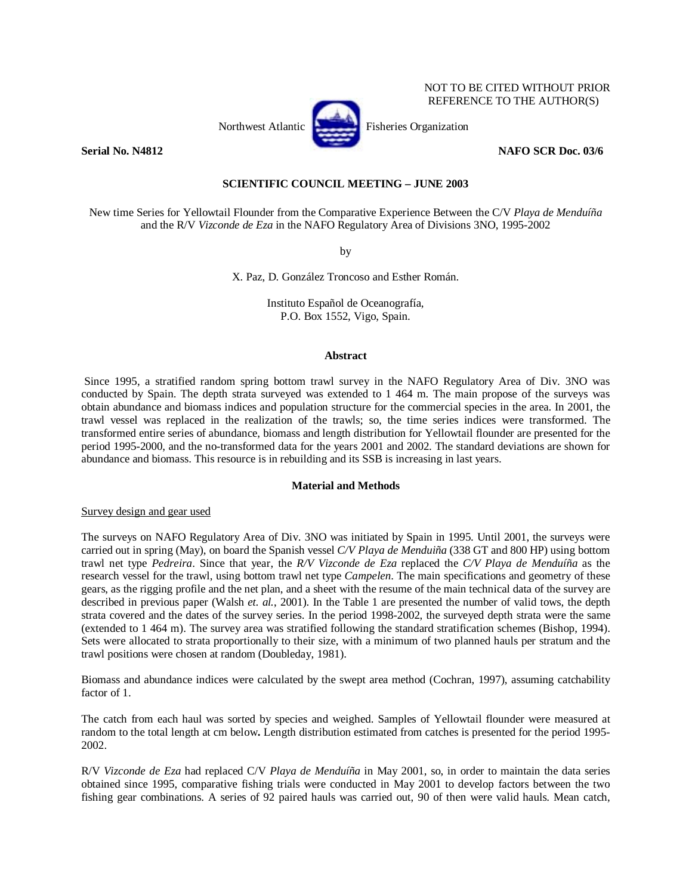NOT TO BE CITED WITHOUT PRIOR REFERENCE TO THE AUTHOR(S)

Northwest Atlantic Fisheries Organization

**Serial No. N4812** **NAFO SCR Doc. 03/6**

**SCIENTIFIC COUNCIL MEETING – JUNE 2003**

# New time Series for Yellowtail Flounder from the Comparative Experience Between the C/V *Playa de Menduíña* and the R/V *Vizconde de Eza* in the NAFO Regulatory Area of Divisions 3NO, 1995-2002

by

X. Paz, D. González Troncoso and Esther Román.

Instituto Español de Oceanografía,
P.O. Box 1552, Vigo, Spain.

## Abstract

Since 1995, a stratified random spring bottom trawl survey in the NAFO Regulatory Area of Div. 3NO was conducted by Spain. The depth strata surveyed was extended to 1 464 m. The main propose of the surveys was obtain abundance and biomass indices and population structure for the commercial species in the area. In 2001, the trawl vessel was replaced in the realization of the trawls; so, the time series indices were transformed. The transformed entire series of abundance, biomass and length distribution for Yellowtail flounder are presented for the period 1995-2000, and the no-transformed data for the years 2001 and 2002. The standard deviations are shown for abundance and biomass. This resource is in rebuilding and its SSB is increasing in last years.

## Material and Methods

### Survey design and gear used

The surveys on NAFO Regulatory Area of Div. 3NO was initiated by Spain in 1995. Until 2001, the surveys were carried out in spring (May), on board the Spanish vessel *C/V Playa de Menduiña* (338 GT and 800 HP) using bottom trawl net type *Pedreira*. Since that year, the *R/V Vizconde de Eza* replaced the *C/V Playa de Menduíña* as the research vessel for the trawl, using bottom trawl net type *Campelen*. The main specifications and geometry of these gears, as the rigging profile and the net plan, and a sheet with the resume of the main technical data of the survey are described in previous paper (Walsh *et. al.*, 2001). In the Table 1 are presented the number of valid tows, the depth strata covered and the dates of the survey series. In the period 1998-2002, the surveyed depth strata were the same (extended to 1 464 m). The survey area was stratified following the standard stratification schemes (Bishop, 1994). Sets were allocated to strata proportionally to their size, with a minimum of two planned hauls per stratum and the trawl positions were chosen at random (Doubleday, 1981).

Biomass and abundance indices were calculated by the swept area method (Cochran, 1997), assuming catchability factor of 1.

The catch from each haul was sorted by species and weighed. Samples of Yellowtail flounder were measured at random to the total length at cm below**.** Length distribution estimated from catches is presented for the period 1995-2002.

R/V *Vizconde de Eza* had replaced C/V *Playa de Menduíña* in May 2001, so, in order to maintain the data series obtained since 1995, comparative fishing trials were conducted in May 2001 to develop factors between the two fishing gear combinations. A series of 92 paired hauls was carried out, 90 of then were valid hauls. Mean catch,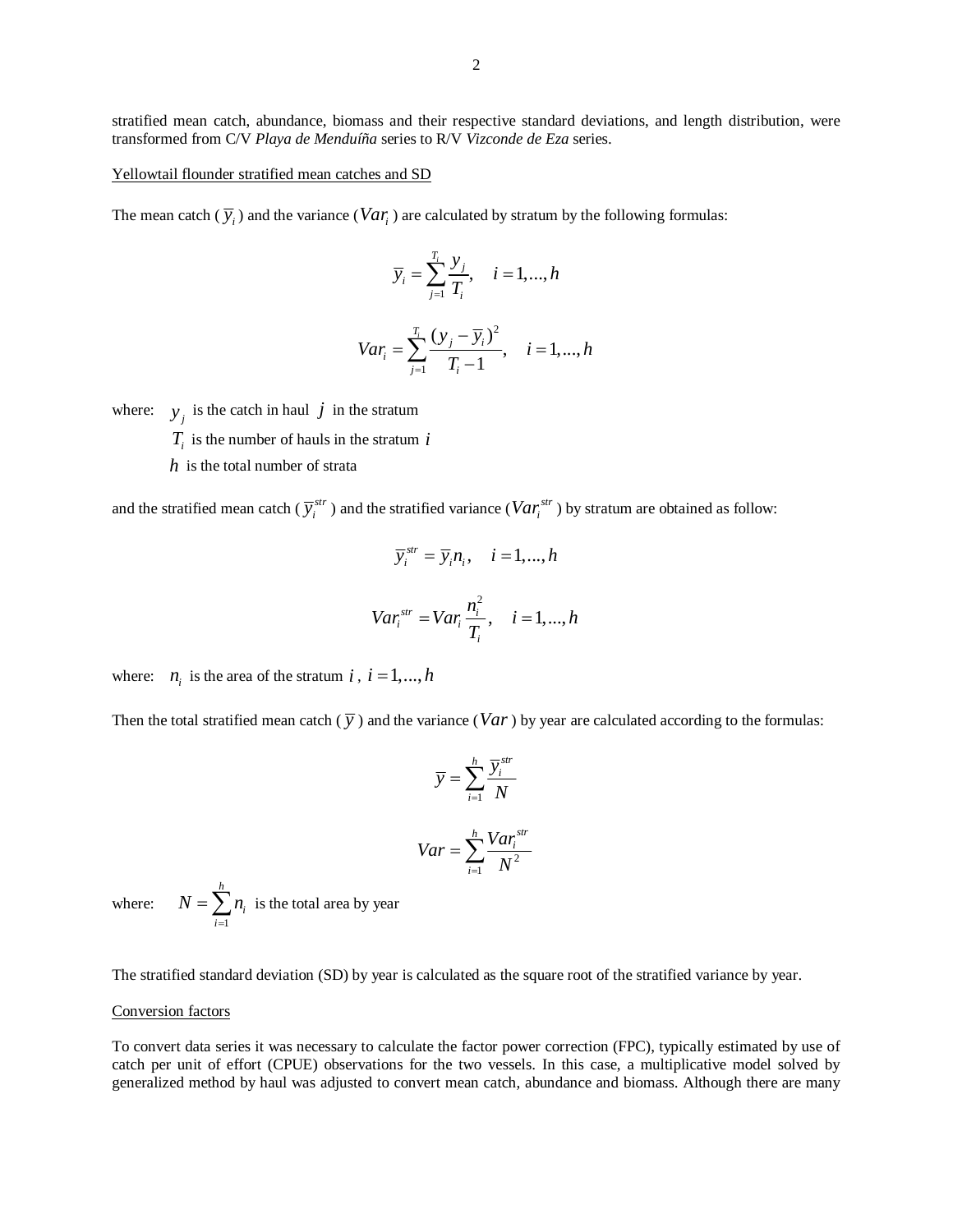stratified mean catch, abundance, biomass and their respective standard deviations, and length distribution, were transformed from C/V *Playa de Menduíña* series to R/V *Vizconde de Eza* series.

Yellowtail flounder stratified mean catches and SD

The mean catch ($\overline{y}_i$) and the variance ($Var_i$) are calculated by stratum by the following formulas:

$$\overline{y}_i = \sum_{j=1}^{T_i} \frac{y_j}{T_i}, \quad i = 1,...,h$$

$$Var_i = \sum_{j=1}^{T_i} \frac{(y_j - \overline{y}_i)^2}{T_i - 1}, \quad i = 1,...,h$$

where: $y_j$ is the catch in haul $j$ in the stratum

$T_i$ is the number of hauls in the stratum $i$

$h$ is the total number of strata

and the stratified mean catch ($\overline{y}_i^{str}$) and the stratified variance ($Var_i^{str}$) by stratum are obtained as follow:

$$\overline{y}_i^{str} = \overline{y}_i n_i, \quad i = 1,...,h$$

$$Var_i^{str} = Var_i \frac{n_i^2}{T_i}, \quad i = 1,...,h$$

where: $n_i$ is the area of the stratum $i$, $i = 1,...,h$

Then the total stratified mean catch ($\overline{y}$) and the variance ($Var$) by year are calculated according to the formulas:

$$\overline{y} = \sum_{i=1}^{h} \frac{\overline{y}_i^{str}}{N}$$

$$Var = \sum_{i=1}^{h} \frac{Var_i^{str}}{N^2}$$

where: $N = \sum_{i=1}^{h} n_i$ is the total area by year

The stratified standard deviation (SD) by year is calculated as the square root of the stratified variance by year.

Conversion factors

To convert data series it was necessary to calculate the factor power correction (FPC), typically estimated by use of catch per unit of effort (CPUE) observations for the two vessels. In this case, a multiplicative model solved by generalized method by haul was adjusted to convert mean catch, abundance and biomass. Although there are many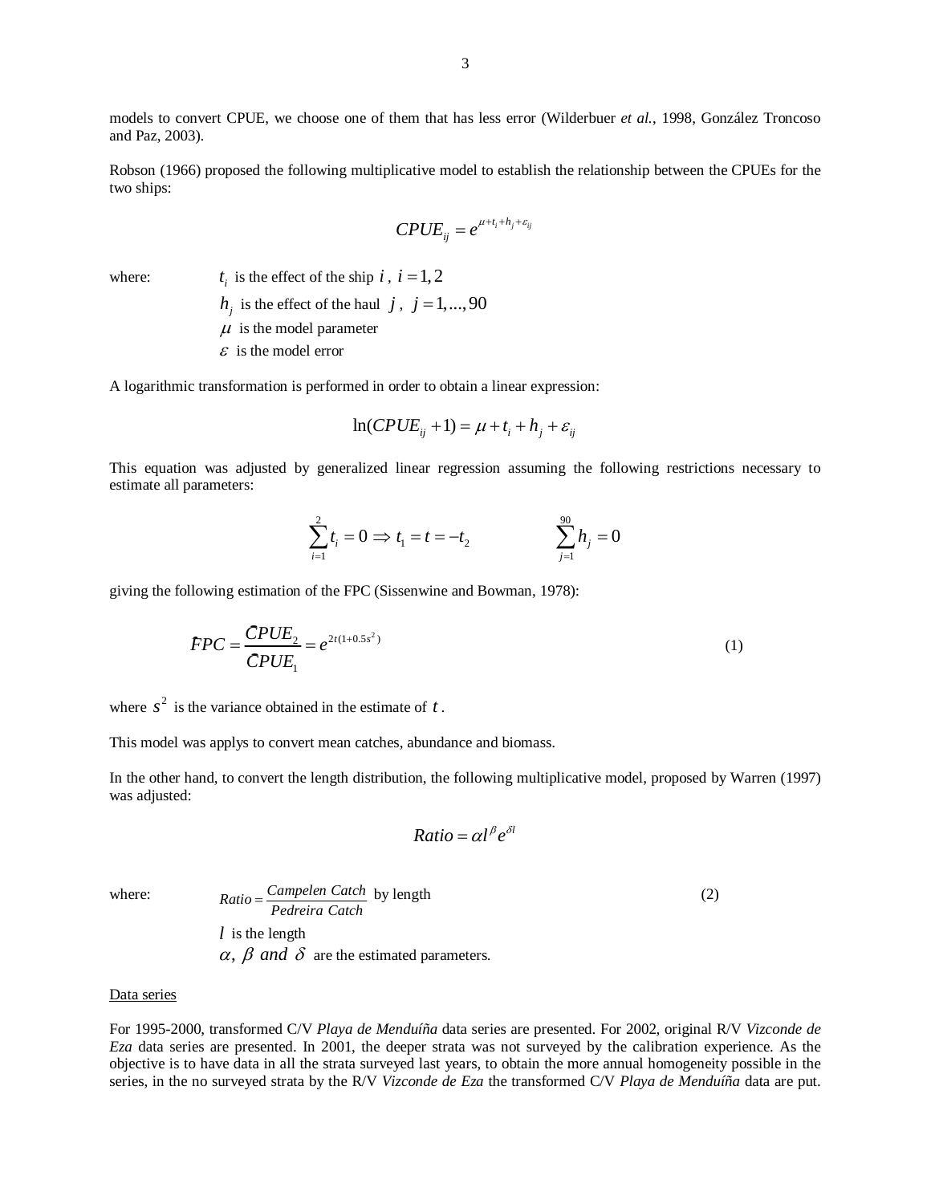models to convert CPUE, we choose one of them that has less error (Wilderbuer *et al.*, 1998, González Troncoso and Paz, 2003).

Robson (1966) proposed the following multiplicative model to establish the relationship between the CPUEs for the two ships:

$$CPUE_{ij} = e^{\mu + t_i + h_j + \varepsilon_{ij}}$$

where: $t_i$ is the effect of the ship $i$, $i = 1, 2$

$h_j$ is the effect of the haul $j$, $j = 1, ..., 90$

$\mu$ is the model parameter

$\varepsilon$ is the model error

A logarithmic transformation is performed in order to obtain a linear expression:

$$\ln(CPUE_{ij} + 1) = \mu + t_i + h_j + \varepsilon_{ij}$$

This equation was adjusted by generalized linear regression assuming the following restrictions necessary to estimate all parameters:

$$\sum_{i=1}^{2} t_i = 0 \Rightarrow t_1 = t = -t_2 \qquad \sum_{j=1}^{90} h_j = 0$$

giving the following estimation of the FPC (Sissenwine and Bowman, 1978):

$$\hat{F}PC = \frac{\hat{C}PUE_2}{\hat{C}PUE_1} = e^{2t(1+0.5s^2)} \tag{1}$$

where $s^2$ is the variance obtained in the estimate of $t$.

This model was applys to convert mean catches, abundance and biomass.

In the other hand, to convert the length distribution, the following multiplicative model, proposed by Warren (1997) was adjusted:

$$Ratio = \alpha l^{\beta} e^{\delta l}$$

where: $Ratio = \frac{Campelen\ Catch}{Pedreira\ Catch}$ by length (2)

$l$ is the length

$\alpha,\ \beta\ and\ \delta$ are the estimated parameters.

Data series

For 1995-2000, transformed C/V *Playa de Menduíña* data series are presented. For 2002, original R/V *Vizconde de Eza* data series are presented. In 2001, the deeper strata was not surveyed by the calibration experience. As the objective is to have data in all the strata surveyed last years, to obtain the more annual homogeneity possible in the series, in the no surveyed strata by the R/V *Vizconde de Eza* the transformed C/V *Playa de Menduíña* data are put.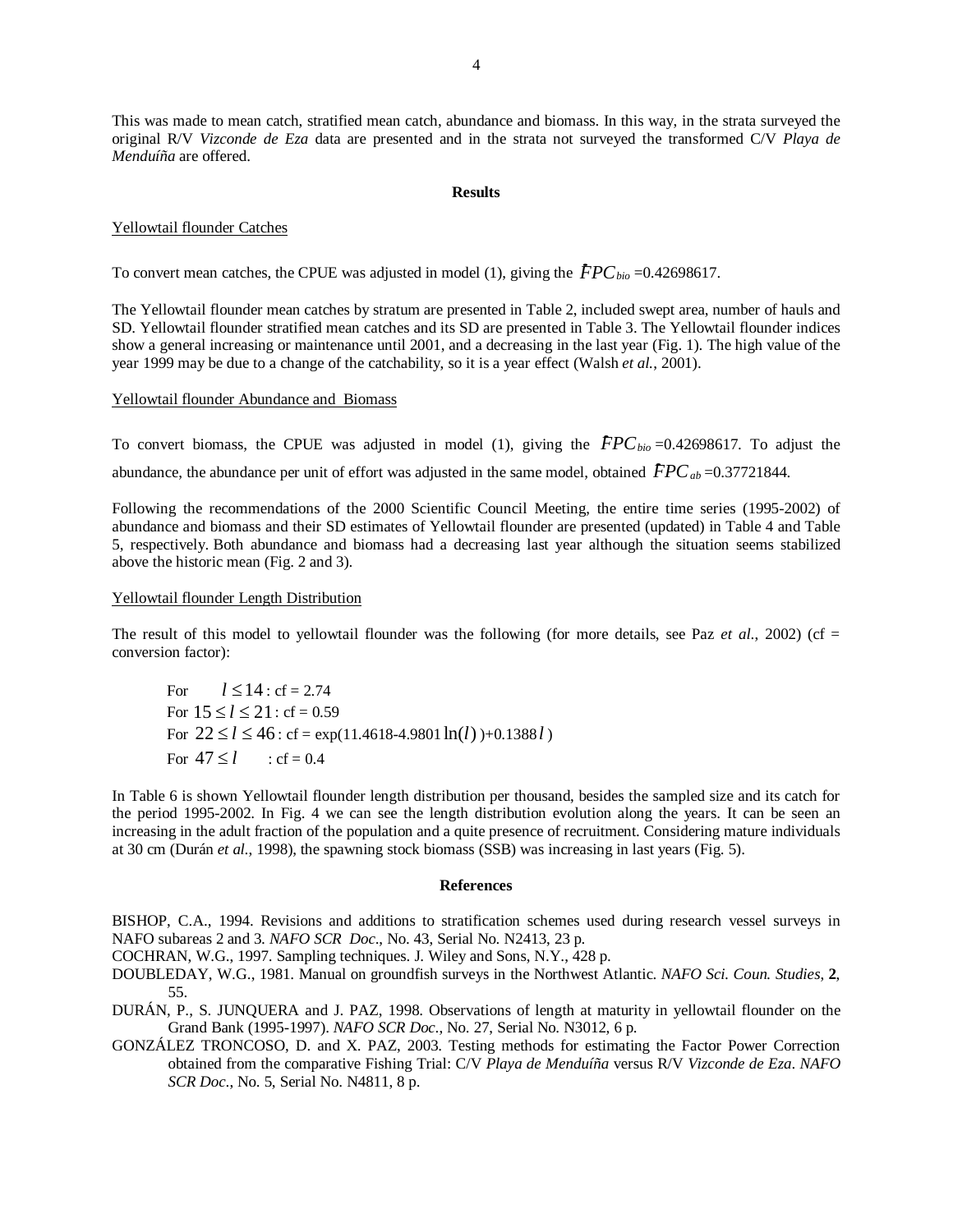This was made to mean catch, stratified mean catch, abundance and biomass. In this way, in the strata surveyed the original R/V *Vizconde de Eza* data are presented and in the strata not surveyed the transformed C/V *Playa de Menduíña* are offered.

## Results

<u>Yellowtail flounder Catches</u>

To convert mean catches, the CPUE was adjusted in model (1), giving the $\hat{F}PC_{bio}$ =0.42698617.

The Yellowtail flounder mean catches by stratum are presented in Table 2, included swept area, number of hauls and SD. Yellowtail flounder stratified mean catches and its SD are presented in Table 3. The Yellowtail flounder indices show a general increasing or maintenance until 2001, and a decreasing in the last year (Fig. 1). The high value of the year 1999 may be due to a change of the catchability, so it is a year effect (Walsh *et al.*, 2001).

<u>Yellowtail flounder Abundance and Biomass</u>

To convert biomass, the CPUE was adjusted in model (1), giving the $\hat{F}PC_{bio}$ =0.42698617. To adjust the abundance, the abundance per unit of effort was adjusted in the same model, obtained $\hat{F}PC_{ab}$ =0.37721844.

Following the recommendations of the 2000 Scientific Council Meeting, the entire time series (1995-2002) of abundance and biomass and their SD estimates of Yellowtail flounder are presented (updated) in Table 4 and Table 5, respectively. Both abundance and biomass had a decreasing last year although the situation seems stabilized above the historic mean (Fig. 2 and 3).

<u>Yellowtail flounder Length Distribution</u>

The result of this model to yellowtail flounder was the following (for more details, see Paz *et al.*, 2002) (cf = conversion factor):

For $l \leq 14$ : cf = 2.74
For $15 \leq l \leq 21$ : cf = 0.59
For $22 \leq l \leq 46$ : cf = $\exp(11.4618 - 4.9801 \ln(l) + 0.1388 l)$
For $47 \leq l$ : cf = 0.4

In Table 6 is shown Yellowtail flounder length distribution per thousand, besides the sampled size and its catch for the period 1995-2002. In Fig. 4 we can see the length distribution evolution along the years. It can be seen an increasing in the adult fraction of the population and a quite presence of recruitment. Considering mature individuals at 30 cm (Durán *et al.*, 1998), the spawning stock biomass (SSB) was increasing in last years (Fig. 5).

## References

BISHOP, C.A., 1994. Revisions and additions to stratification schemes used during research vessel surveys in NAFO subareas 2 and 3. *NAFO SCR Doc*., No. 43, Serial No. N2413, 23 p.

COCHRAN, W.G., 1997. Sampling techniques. J. Wiley and Sons, N.Y., 428 p.

DOUBLEDAY, W.G., 1981. Manual on groundfish surveys in the Northwest Atlantic. *NAFO Sci. Coun. Studies*, **2**, 55.

DURÁN, P., S. JUNQUERA and J. PAZ, 1998. Observations of length at maturity in yellowtail flounder on the Grand Bank (1995-1997). *NAFO SCR Doc*., No. 27, Serial No. N3012, 6 p.

GONZÁLEZ TRONCOSO, D. and X. PAZ, 2003. Testing methods for estimating the Factor Power Correction obtained from the comparative Fishing Trial: C/V *Playa de Menduíña* versus R/V *Vizconde de Eza*. *NAFO SCR Doc*., No. 5, Serial No. N4811, 8 p.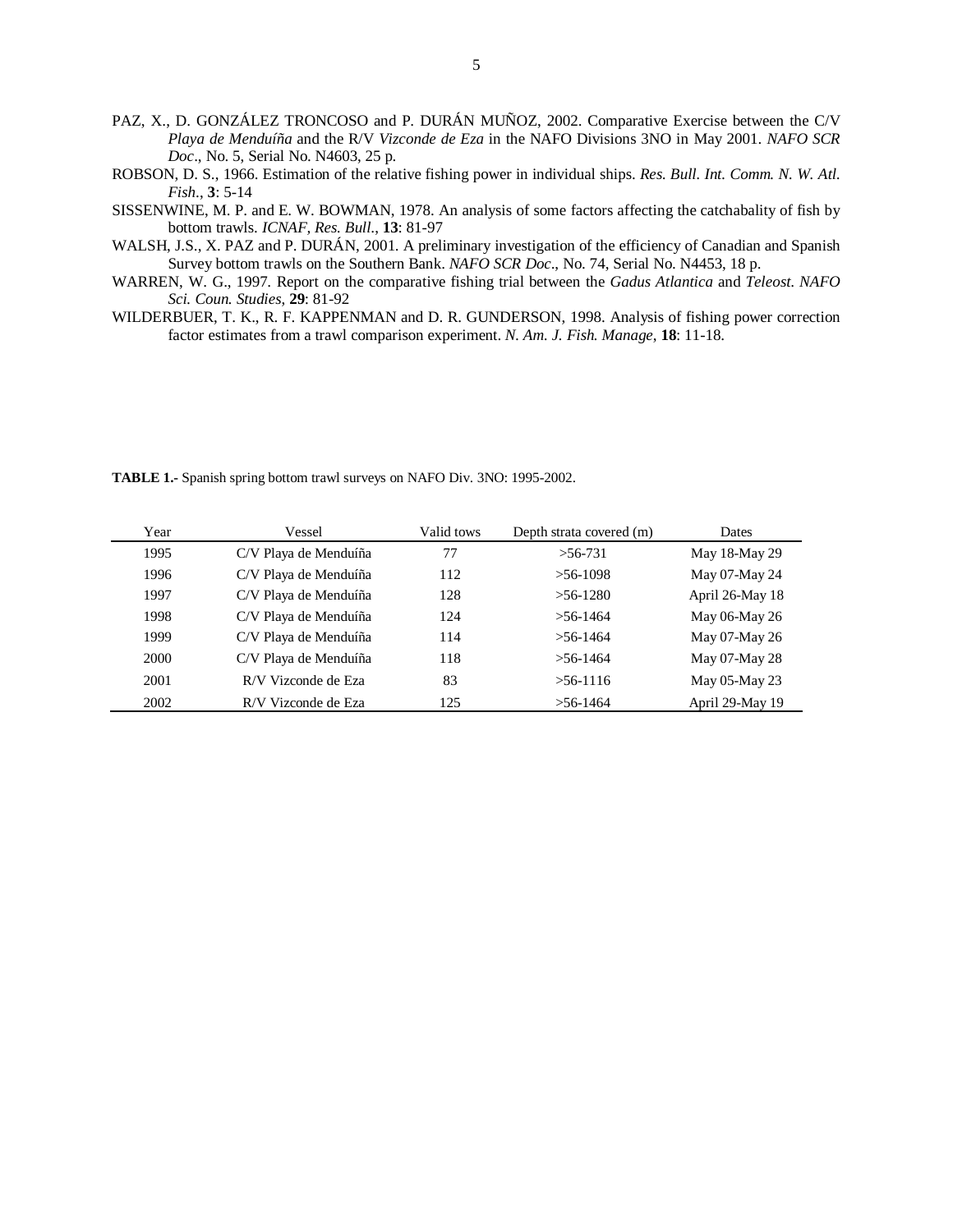PAZ, X., D. GONZÁLEZ TRONCOSO and P. DURÁN MUÑOZ, 2002. Comparative Exercise between the C/V *Playa de Menduíña* and the R/V *Vizconde de Eza* in the NAFO Divisions 3NO in May 2001. *NAFO SCR Doc*., No. 5, Serial No. N4603, 25 p.

ROBSON, D. S., 1966. Estimation of the relative fishing power in individual ships. *Res. Bull. Int. Comm. N. W. Atl. Fish*., **3**: 5-14

SISSENWINE, M. P. and E. W. BOWMAN, 1978. An analysis of some factors affecting the catchabality of fish by bottom trawls. *ICNAF, Res. Bull*., **13**: 81-97

WALSH, J.S., X. PAZ and P. DURÁN, 2001. A preliminary investigation of the efficiency of Canadian and Spanish Survey bottom trawls on the Southern Bank. *NAFO SCR Doc*., No. 74, Serial No. N4453, 18 p.

WARREN, W. G., 1997. Report on the comparative fishing trial between the *Gadus Atlantica* and *Teleost*. *NAFO Sci. Coun. Studies*, **29**: 81-92

WILDERBUER, T. K., R. F. KAPPENMAN and D. R. GUNDERSON, 1998. Analysis of fishing power correction factor estimates from a trawl comparison experiment. *N. Am. J. Fish. Manage*, **18**: 11-18.

**TABLE 1.-** Spanish spring bottom trawl surveys on NAFO Div. 3NO: 1995-2002.

| Year | Vessel | Valid tows | Depth strata covered (m) | Dates |
|---|---|---|---|---|
| 1995 | C/V Playa de Menduíña | 77 | >56-731 | May 18-May 29 |
| 1996 | C/V Playa de Menduíña | 112 | >56-1098 | May 07-May 24 |
| 1997 | C/V Playa de Menduíña | 128 | >56-1280 | April 26-May 18 |
| 1998 | C/V Playa de Menduíña | 124 | >56-1464 | May 06-May 26 |
| 1999 | C/V Playa de Menduíña | 114 | >56-1464 | May 07-May 26 |
| 2000 | C/V Playa de Menduíña | 118 | >56-1464 | May 07-May 28 |
| 2001 | R/V Vizconde de Eza | 83 | >56-1116 | May 05-May 23 |
| 2002 | R/V Vizconde de Eza | 125 | >56-1464 | April 29-May 19 |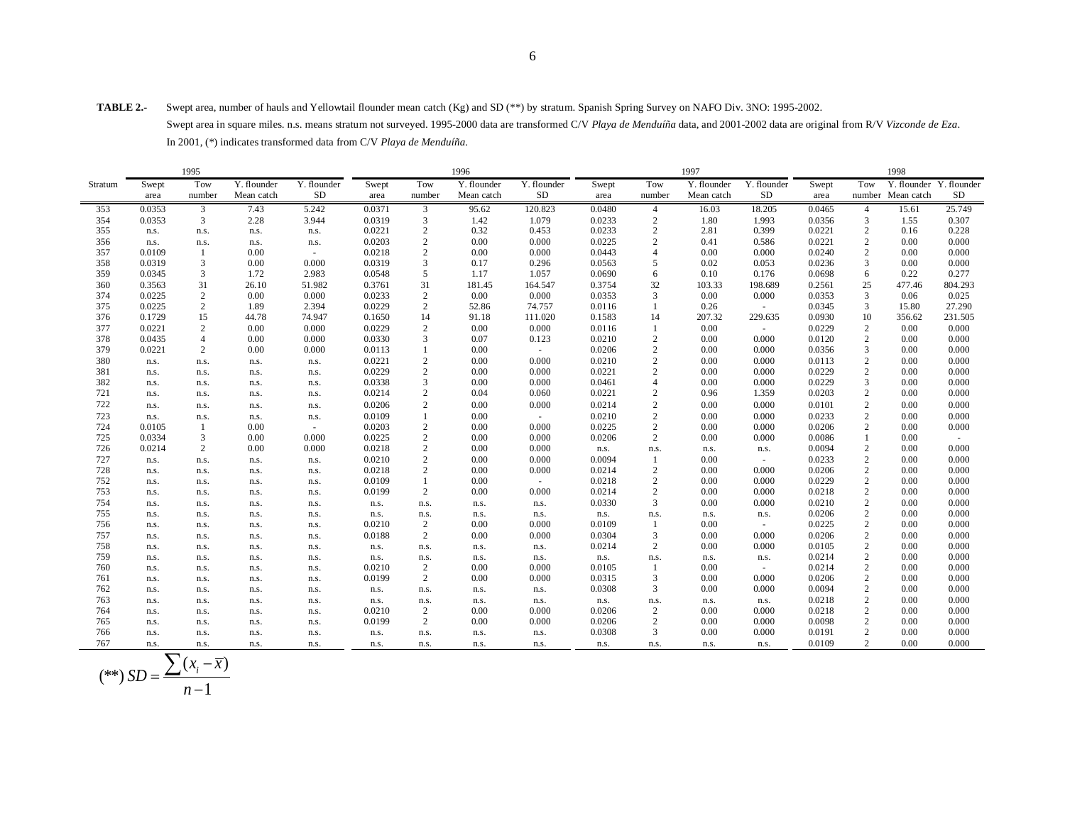**TABLE 2.-** Swept area, number of hauls and Yellowtail flounder mean catch (Kg) and SD (**) by stratum. Spanish Spring Survey on NAFO Div. 3NO: 1995-2002.
Swept area in square miles. n.s. means stratum not surveyed. 1995-2000 data are transformed C/V *Playa de Menduíña* data, and 2001-2002 data are original from R/V *Vizconde de Eza*.
In 2001, (*) indicates transformed data from C/V *Playa de Menduíña*.

| | 1995 | | | | 1996 | | | | 1997 | | | | 1998 | | | |
|---|---|---|---|---|---|---|---|---|---|---|---|---|---|---|---|---|
| Stratum | Swept area | Tow number | Y. flounder Mean catch | Y. flounder SD | Swept area | Tow number | Y. flounder Mean catch | Y. flounder SD | Swept area | Tow number | Y. flounder Mean catch | Y. flounder SD | Swept area | Tow number | Y. flounder Mean catch | Y. flounder SD |
| 353 | 0.0353 | 3 | 7.43 | 5.242 | 0.0371 | 3 | 95.62 | 120.823 | 0.0480 | 4 | 16.03 | 18.205 | 0.0465 | 4 | 15.61 | 25.749 |
| 354 | 0.0353 | 3 | 2.28 | 3.944 | 0.0319 | 3 | 1.42 | 1.079 | 0.0233 | 2 | 1.80 | 1.993 | 0.0356 | 3 | 1.55 | 0.307 |
| 355 | n.s. | n.s. | n.s. | n.s. | 0.0221 | 2 | 0.32 | 0.453 | 0.0233 | 2 | 2.81 | 0.399 | 0.0221 | 2 | 0.16 | 0.228 |
| 356 | n.s. | n.s. | n.s. | n.s. | 0.0203 | 2 | 0.00 | 0.000 | 0.0225 | 2 | 0.41 | 0.586 | 0.0221 | 2 | 0.00 | 0.000 |
| 357 | 0.0109 | 1 | 0.00 | - | 0.0218 | 2 | 0.00 | 0.000 | 0.0443 | 4 | 0.00 | 0.000 | 0.0240 | 2 | 0.00 | 0.000 |
| 358 | 0.0319 | 3 | 0.00 | 0.000 | 0.0319 | 3 | 0.17 | 0.296 | 0.0563 | 5 | 0.02 | 0.053 | 0.0236 | 3 | 0.00 | 0.000 |
| 359 | 0.0345 | 3 | 1.72 | 2.983 | 0.0548 | 5 | 1.17 | 1.057 | 0.0690 | 6 | 0.10 | 0.176 | 0.0698 | 6 | 0.22 | 0.277 |
| 360 | 0.3563 | 31 | 26.10 | 51.982 | 0.3761 | 31 | 181.45 | 164.547 | 0.3754 | 32 | 103.33 | 198.689 | 0.2561 | 25 | 477.46 | 804.293 |
| 374 | 0.0225 | 2 | 0.00 | 0.000 | 0.0233 | 2 | 0.00 | 0.000 | 0.0353 | 3 | 0.00 | 0.000 | 0.0353 | 3 | 0.06 | 0.025 |
| 375 | 0.0225 | 2 | 1.89 | 2.394 | 0.0229 | 2 | 52.86 | 74.757 | 0.0116 | 1 | 0.26 | - | 0.0345 | 3 | 15.80 | 27.290 |
| 376 | 0.1729 | 15 | 44.78 | 74.947 | 0.1650 | 14 | 91.18 | 111.020 | 0.1583 | 14 | 207.32 | 229.635 | 0.0930 | 10 | 356.62 | 231.505 |
| 377 | 0.0221 | 2 | 0.00 | 0.000 | 0.0229 | 2 | 0.00 | 0.000 | 0.0116 | 1 | 0.00 | - | 0.0229 | 2 | 0.00 | 0.000 |
| 378 | 0.0435 | 4 | 0.00 | 0.000 | 0.0330 | 3 | 0.07 | 0.123 | 0.0210 | 2 | 0.00 | 0.000 | 0.0120 | 2 | 0.00 | 0.000 |
| 379 | 0.0221 | 2 | 0.00 | 0.000 | 0.0113 | 1 | 0.00 | - | 0.0206 | 2 | 0.00 | 0.000 | 0.0356 | 3 | 0.00 | 0.000 |
| 380 | n.s. | n.s. | n.s. | n.s. | 0.0221 | 2 | 0.00 | 0.000 | 0.0210 | 2 | 0.00 | 0.000 | 0.0113 | 2 | 0.00 | 0.000 |
| 381 | n.s. | n.s. | n.s. | n.s. | 0.0229 | 2 | 0.00 | 0.000 | 0.0221 | 2 | 0.00 | 0.000 | 0.0229 | 2 | 0.00 | 0.000 |
| 382 | n.s. | n.s. | n.s. | n.s. | 0.0338 | 3 | 0.00 | 0.000 | 0.0461 | 4 | 0.00 | 0.000 | 0.0229 | 3 | 0.00 | 0.000 |
| 721 | n.s. | n.s. | n.s. | n.s. | 0.0214 | 2 | 0.04 | 0.060 | 0.0221 | 2 | 0.96 | 1.359 | 0.0203 | 2 | 0.00 | 0.000 |
| 722 | n.s. | n.s. | n.s. | n.s. | 0.0206 | 2 | 0.00 | 0.000 | 0.0214 | 2 | 0.00 | 0.000 | 0.0101 | 2 | 0.00 | 0.000 |
| 723 | n.s. | n.s. | n.s. | n.s. | 0.0109 | 1 | 0.00 | - | 0.0210 | 2 | 0.00 | 0.000 | 0.0233 | 2 | 0.00 | 0.000 |
| 724 | 0.0105 | 1 | 0.00 | - | 0.0203 | 2 | 0.00 | 0.000 | 0.0225 | 2 | 0.00 | 0.000 | 0.0206 | 2 | 0.00 | 0.000 |
| 725 | 0.0334 | 3 | 0.00 | 0.000 | 0.0225 | 2 | 0.00 | 0.000 | 0.0206 | 2 | 0.00 | 0.000 | 0.0086 | 1 | 0.00 | - |
| 726 | 0.0214 | 2 | 0.00 | 0.000 | 0.0218 | 2 | 0.00 | 0.000 | n.s. | n.s. | n.s. | n.s. | 0.0094 | 2 | 0.00 | 0.000 |
| 727 | n.s. | n.s. | n.s. | n.s. | 0.0210 | 2 | 0.00 | 0.000 | 0.0094 | 1 | 0.00 | - | 0.0233 | 2 | 0.00 | 0.000 |
| 728 | n.s. | n.s. | n.s. | n.s. | 0.0218 | 2 | 0.00 | 0.000 | 0.0214 | 2 | 0.00 | 0.000 | 0.0206 | 2 | 0.00 | 0.000 |
| 752 | n.s. | n.s. | n.s. | n.s. | 0.0109 | 1 | 0.00 | - | 0.0218 | 2 | 0.00 | 0.000 | 0.0229 | 2 | 0.00 | 0.000 |
| 753 | n.s. | n.s. | n.s. | n.s. | 0.0199 | 2 | 0.00 | 0.000 | 0.0214 | 2 | 0.00 | 0.000 | 0.0218 | 2 | 0.00 | 0.000 |
| 754 | n.s. | n.s. | n.s. | n.s. | n.s. | n.s. | n.s. | n.s. | 0.0330 | 3 | 0.00 | 0.000 | 0.0210 | 2 | 0.00 | 0.000 |
| 755 | n.s. | n.s. | n.s. | n.s. | n.s. | n.s. | n.s. | n.s. | n.s. | n.s. | n.s. | n.s. | 0.0206 | 2 | 0.00 | 0.000 |
| 756 | n.s. | n.s. | n.s. | n.s. | 0.0210 | 2 | 0.00 | 0.000 | 0.0109 | 1 | 0.00 | - | 0.0225 | 2 | 0.00 | 0.000 |
| 757 | n.s. | n.s. | n.s. | n.s. | 0.0188 | 2 | 0.00 | 0.000 | 0.0304 | 3 | 0.00 | 0.000 | 0.0206 | 2 | 0.00 | 0.000 |
| 758 | n.s. | n.s. | n.s. | n.s. | n.s. | n.s. | n.s. | n.s. | 0.0214 | 2 | 0.00 | 0.000 | 0.0105 | 2 | 0.00 | 0.000 |
| 759 | n.s. | n.s. | n.s. | n.s. | n.s. | n.s. | n.s. | n.s. | n.s. | n.s. | n.s. | n.s. | 0.0214 | 2 | 0.00 | 0.000 |
| 760 | n.s. | n.s. | n.s. | n.s. | 0.0210 | 2 | 0.00 | 0.000 | 0.0105 | 1 | 0.00 | - | 0.0214 | 2 | 0.00 | 0.000 |
| 761 | n.s. | n.s. | n.s. | n.s. | 0.0199 | 2 | 0.00 | 0.000 | 0.0315 | 3 | 0.00 | 0.000 | 0.0206 | 2 | 0.00 | 0.000 |
| 762 | n.s. | n.s. | n.s. | n.s. | n.s. | n.s. | n.s. | n.s. | 0.0308 | 3 | 0.00 | 0.000 | 0.0094 | 2 | 0.00 | 0.000 |
| 763 | n.s. | n.s. | n.s. | n.s. | n.s. | n.s. | n.s. | n.s. | n.s. | n.s. | n.s. | n.s. | 0.0218 | 2 | 0.00 | 0.000 |
| 764 | n.s. | n.s. | n.s. | n.s. | 0.0210 | 2 | 0.00 | 0.000 | 0.0206 | 2 | 0.00 | 0.000 | 0.0218 | 2 | 0.00 | 0.000 |
| 765 | n.s. | n.s. | n.s. | n.s. | 0.0199 | 2 | 0.00 | 0.000 | 0.0206 | 2 | 0.00 | 0.000 | 0.0098 | 2 | 0.00 | 0.000 |
| 766 | n.s. | n.s. | n.s. | n.s. | n.s. | n.s. | n.s. | n.s. | 0.0308 | 3 | 0.00 | 0.000 | 0.0191 | 2 | 0.00 | 0.000 |
| 767 | n.s. | n.s. | n.s. | n.s. | n.s. | n.s. | n.s. | n.s. | n.s. | n.s. | n.s. | n.s. | 0.0109 | 2 | 0.00 | 0.000 |

$$(^{**})\ SD = \frac{\sum (x_i - \bar{x})}{n-1}$$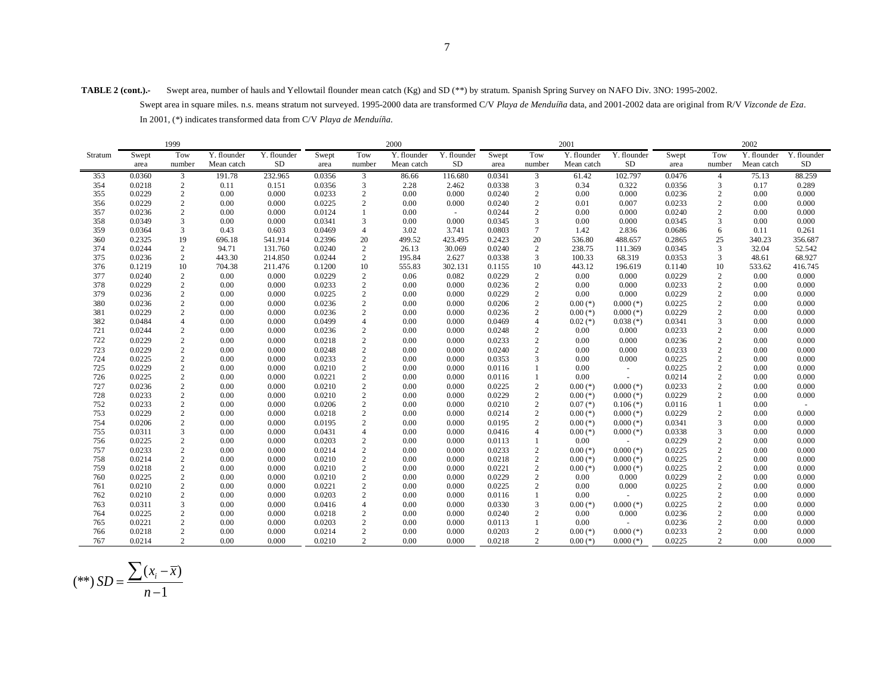**TABLE 2 (cont.).-** Swept area, number of hauls and Yellowtail flounder mean catch (Kg) and SD (**) by stratum. Spanish Spring Survey on NAFO Div. 3NO: 1995-2002.
Swept area in square miles. n.s. means stratum not surveyed. 1995-2000 data are transformed C/V *Playa de Menduíña* data, and 2001-2002 data are original from R/V *Vizconde de Eza*.
In 2001, (*) indicates transformed data from C/V *Playa de Menduíña*.

| | 1999 | | | | 2000 | | | | 2001 | | | | 2002 | | | |
|---|---|---|---|---|---|---|---|---|---|---|---|---|---|---|---|---|
| Stratum | Swept area | Tow number | Y. flounder Mean catch | Y. flounder SD | Swept area | Tow number | Y. flounder Mean catch | Y. flounder SD | Swept area | Tow number | Y. flounder Mean catch | Y. flounder SD | Swept area | Tow number | Y. flounder Mean catch | Y. flounder SD |
| 353 | 0.0360 | 3 | 191.78 | 232.965 | 0.0356 | 3 | 86.66 | 116.680 | 0.0341 | 3 | 61.42 | 102.797 | 0.0476 | 4 | 75.13 | 88.259 |
| 354 | 0.0218 | 2 | 0.11 | 0.151 | 0.0356 | 3 | 2.28 | 2.462 | 0.0338 | 3 | 0.34 | 0.322 | 0.0356 | 3 | 0.17 | 0.289 |
| 355 | 0.0229 | 2 | 0.00 | 0.000 | 0.0233 | 2 | 0.00 | 0.000 | 0.0240 | 2 | 0.00 | 0.000 | 0.0236 | 2 | 0.00 | 0.000 |
| 356 | 0.0229 | 2 | 0.00 | 0.000 | 0.0225 | 2 | 0.00 | 0.000 | 0.0240 | 2 | 0.01 | 0.007 | 0.0233 | 2 | 0.00 | 0.000 |
| 357 | 0.0236 | 2 | 0.00 | 0.000 | 0.0124 | 1 | 0.00 | - | 0.0244 | 2 | 0.00 | 0.000 | 0.0240 | 2 | 0.00 | 0.000 |
| 358 | 0.0349 | 3 | 0.00 | 0.000 | 0.0341 | 3 | 0.00 | 0.000 | 0.0345 | 3 | 0.00 | 0.000 | 0.0345 | 3 | 0.00 | 0.000 |
| 359 | 0.0364 | 3 | 0.43 | 0.603 | 0.0469 | 4 | 3.02 | 3.741 | 0.0803 | 7 | 1.42 | 2.836 | 0.0686 | 6 | 0.11 | 0.261 |
| 360 | 0.2325 | 19 | 696.18 | 541.914 | 0.2396 | 20 | 499.52 | 423.495 | 0.2423 | 20 | 536.80 | 488.657 | 0.2865 | 25 | 340.23 | 356.687 |
| 374 | 0.0244 | 2 | 94.71 | 131.760 | 0.0240 | 2 | 26.13 | 30.069 | 0.0240 | 2 | 238.75 | 111.369 | 0.0345 | 3 | 32.04 | 52.542 |
| 375 | 0.0236 | 2 | 443.30 | 214.850 | 0.0244 | 2 | 195.84 | 2.627 | 0.0338 | 3 | 100.33 | 68.319 | 0.0353 | 3 | 48.61 | 68.927 |
| 376 | 0.1219 | 10 | 704.38 | 211.476 | 0.1200 | 10 | 555.83 | 302.131 | 0.1155 | 10 | 443.12 | 196.619 | 0.1140 | 10 | 533.62 | 416.745 |
| 377 | 0.0240 | 2 | 0.00 | 0.000 | 0.0229 | 2 | 0.06 | 0.082 | 0.0229 | 2 | 0.00 | 0.000 | 0.0229 | 2 | 0.00 | 0.000 |
| 378 | 0.0229 | 2 | 0.00 | 0.000 | 0.0233 | 2 | 0.00 | 0.000 | 0.0236 | 2 | 0.00 | 0.000 | 0.0233 | 2 | 0.00 | 0.000 |
| 379 | 0.0236 | 2 | 0.00 | 0.000 | 0.0225 | 2 | 0.00 | 0.000 | 0.0229 | 2 | 0.00 | 0.000 | 0.0229 | 2 | 0.00 | 0.000 |
| 380 | 0.0236 | 2 | 0.00 | 0.000 | 0.0236 | 2 | 0.00 | 0.000 | 0.0206 | 2 | 0.00 (*) | 0.000 (*) | 0.0225 | 2 | 0.00 | 0.000 |
| 381 | 0.0229 | 2 | 0.00 | 0.000 | 0.0236 | 2 | 0.00 | 0.000 | 0.0236 | 2 | 0.00 (*) | 0.000 (*) | 0.0229 | 2 | 0.00 | 0.000 |
| 382 | 0.0484 | 4 | 0.00 | 0.000 | 0.0499 | 4 | 0.00 | 0.000 | 0.0469 | 4 | 0.02 (*) | 0.038 (*) | 0.0341 | 3 | 0.00 | 0.000 |
| 721 | 0.0244 | 2 | 0.00 | 0.000 | 0.0236 | 2 | 0.00 | 0.000 | 0.0248 | 2 | 0.00 | 0.000 | 0.0233 | 2 | 0.00 | 0.000 |
| 722 | 0.0229 | 2 | 0.00 | 0.000 | 0.0218 | 2 | 0.00 | 0.000 | 0.0233 | 2 | 0.00 | 0.000 | 0.0236 | 2 | 0.00 | 0.000 |
| 723 | 0.0229 | 2 | 0.00 | 0.000 | 0.0248 | 2 | 0.00 | 0.000 | 0.0240 | 2 | 0.00 | 0.000 | 0.0233 | 2 | 0.00 | 0.000 |
| 724 | 0.0225 | 2 | 0.00 | 0.000 | 0.0233 | 2 | 0.00 | 0.000 | 0.0353 | 3 | 0.00 | 0.000 | 0.0225 | 2 | 0.00 | 0.000 |
| 725 | 0.0229 | 2 | 0.00 | 0.000 | 0.0210 | 2 | 0.00 | 0.000 | 0.0116 | 1 | 0.00 | - | 0.0225 | 2 | 0.00 | 0.000 |
| 726 | 0.0225 | 2 | 0.00 | 0.000 | 0.0221 | 2 | 0.00 | 0.000 | 0.0116 | 1 | 0.00 | - | 0.0214 | 2 | 0.00 | 0.000 |
| 727 | 0.0236 | 2 | 0.00 | 0.000 | 0.0210 | 2 | 0.00 | 0.000 | 0.0225 | 2 | 0.00 (*) | 0.000 (*) | 0.0233 | 2 | 0.00 | 0.000 |
| 728 | 0.0233 | 2 | 0.00 | 0.000 | 0.0210 | 2 | 0.00 | 0.000 | 0.0229 | 2 | 0.00 (*) | 0.000 (*) | 0.0229 | 2 | 0.00 | 0.000 |
| 752 | 0.0233 | 2 | 0.00 | 0.000 | 0.0206 | 2 | 0.00 | 0.000 | 0.0210 | 2 | 0.07 (*) | 0.106 (*) | 0.0116 | 1 | 0.00 | - |
| 753 | 0.0229 | 2 | 0.00 | 0.000 | 0.0218 | 2 | 0.00 | 0.000 | 0.0214 | 2 | 0.00 (*) | 0.000 (*) | 0.0229 | 2 | 0.00 | 0.000 |
| 754 | 0.0206 | 2 | 0.00 | 0.000 | 0.0195 | 2 | 0.00 | 0.000 | 0.0195 | 2 | 0.00 (*) | 0.000 (*) | 0.0341 | 3 | 0.00 | 0.000 |
| 755 | 0.0311 | 3 | 0.00 | 0.000 | 0.0431 | 4 | 0.00 | 0.000 | 0.0416 | 4 | 0.00 (*) | 0.000 (*) | 0.0338 | 3 | 0.00 | 0.000 |
| 756 | 0.0225 | 2 | 0.00 | 0.000 | 0.0203 | 2 | 0.00 | 0.000 | 0.0113 | 1 | 0.00 | - | 0.0229 | 2 | 0.00 | 0.000 |
| 757 | 0.0233 | 2 | 0.00 | 0.000 | 0.0214 | 2 | 0.00 | 0.000 | 0.0233 | 2 | 0.00 (*) | 0.000 (*) | 0.0225 | 2 | 0.00 | 0.000 |
| 758 | 0.0214 | 2 | 0.00 | 0.000 | 0.0210 | 2 | 0.00 | 0.000 | 0.0218 | 2 | 0.00 (*) | 0.000 (*) | 0.0225 | 2 | 0.00 | 0.000 |
| 759 | 0.0218 | 2 | 0.00 | 0.000 | 0.0210 | 2 | 0.00 | 0.000 | 0.0221 | 2 | 0.00 (*) | 0.000 (*) | 0.0225 | 2 | 0.00 | 0.000 |
| 760 | 0.0225 | 2 | 0.00 | 0.000 | 0.0210 | 2 | 0.00 | 0.000 | 0.0229 | 2 | 0.00 | 0.000 | 0.0229 | 2 | 0.00 | 0.000 |
| 761 | 0.0210 | 2 | 0.00 | 0.000 | 0.0221 | 2 | 0.00 | 0.000 | 0.0225 | 2 | 0.00 | 0.000 | 0.0225 | 2 | 0.00 | 0.000 |
| 762 | 0.0210 | 2 | 0.00 | 0.000 | 0.0203 | 2 | 0.00 | 0.000 | 0.0116 | 1 | 0.00 | - | 0.0225 | 2 | 0.00 | 0.000 |
| 763 | 0.0311 | 3 | 0.00 | 0.000 | 0.0416 | 4 | 0.00 | 0.000 | 0.0330 | 3 | 0.00 (*) | 0.000 (*) | 0.0225 | 2 | 0.00 | 0.000 |
| 764 | 0.0225 | 2 | 0.00 | 0.000 | 0.0218 | 2 | 0.00 | 0.000 | 0.0240 | 2 | 0.00 | 0.000 | 0.0236 | 2 | 0.00 | 0.000 |
| 765 | 0.0221 | 2 | 0.00 | 0.000 | 0.0203 | 2 | 0.00 | 0.000 | 0.0113 | 1 | 0.00 | - | 0.0236 | 2 | 0.00 | 0.000 |
| 766 | 0.0218 | 2 | 0.00 | 0.000 | 0.0214 | 2 | 0.00 | 0.000 | 0.0203 | 2 | 0.00 (*) | 0.000 (*) | 0.0233 | 2 | 0.00 | 0.000 |
| 767 | 0.0214 | 2 | 0.00 | 0.000 | 0.0210 | 2 | 0.00 | 0.000 | 0.0218 | 2 | 0.00 (*) | 0.000 (*) | 0.0225 | 2 | 0.00 | 0.000 |

$$(**)\ SD = \frac{\sum (x_i - \overline{x})}{n-1}$$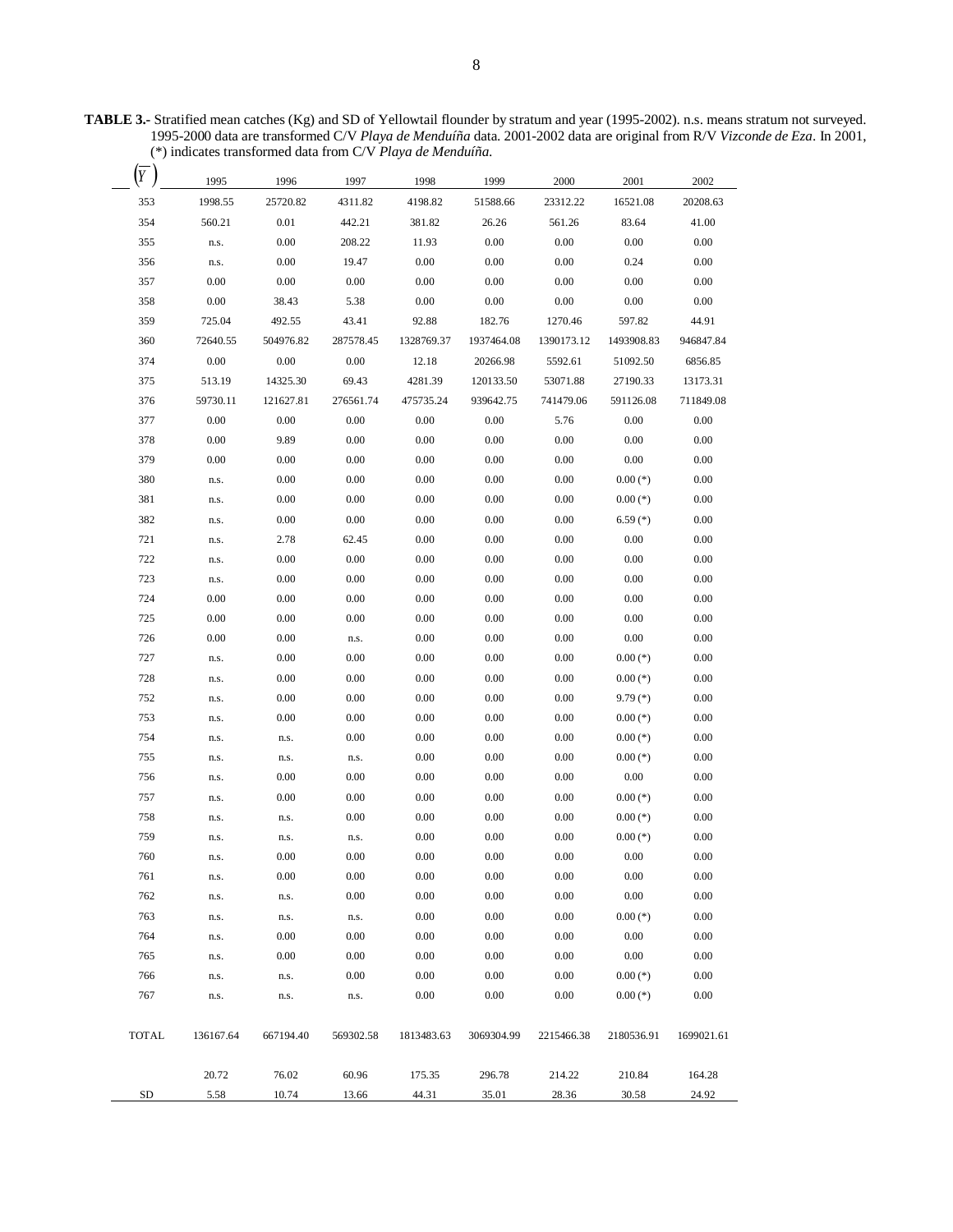**TABLE 3.-** Stratified mean catches (Kg) and SD of Yellowtail flounder by stratum and year (1995-2002). n.s. means stratum not surveyed. 1995-2000 data are transformed C/V *Playa de Menduíña* data. 2001-2002 data are original from R/V *Vizconde de Eza*. In 2001, (*) indicates transformed data from C/V *Playa de Menduíña*.

| $(\overline{Y})$ | 1995 | 1996 | 1997 | 1998 | 1999 | 2000 | 2001 | 2002 |
|---|---|---|---|---|---|---|---|---|
| 353 | 1998.55 | 25720.82 | 4311.82 | 4198.82 | 51588.66 | 23312.22 | 16521.08 | 20208.63 |
| 354 | 560.21 | 0.01 | 442.21 | 381.82 | 26.26 | 561.26 | 83.64 | 41.00 |
| 355 | n.s. | 0.00 | 208.22 | 11.93 | 0.00 | 0.00 | 0.00 | 0.00 |
| 356 | n.s. | 0.00 | 19.47 | 0.00 | 0.00 | 0.00 | 0.24 | 0.00 |
| 357 | 0.00 | 0.00 | 0.00 | 0.00 | 0.00 | 0.00 | 0.00 | 0.00 |
| 358 | 0.00 | 38.43 | 5.38 | 0.00 | 0.00 | 0.00 | 0.00 | 0.00 |
| 359 | 725.04 | 492.55 | 43.41 | 92.88 | 182.76 | 1270.46 | 597.82 | 44.91 |
| 360 | 72640.55 | 504976.82 | 287578.45 | 1328769.37 | 1937464.08 | 1390173.12 | 1493908.83 | 946847.84 |
| 374 | 0.00 | 0.00 | 0.00 | 12.18 | 20266.98 | 5592.61 | 51092.50 | 6856.85 |
| 375 | 513.19 | 14325.30 | 69.43 | 4281.39 | 120133.50 | 53071.88 | 27190.33 | 13173.31 |
| 376 | 59730.11 | 121627.81 | 276561.74 | 475735.24 | 939642.75 | 741479.06 | 591126.08 | 711849.08 |
| 377 | 0.00 | 0.00 | 0.00 | 0.00 | 0.00 | 5.76 | 0.00 | 0.00 |
| 378 | 0.00 | 9.89 | 0.00 | 0.00 | 0.00 | 0.00 | 0.00 | 0.00 |
| 379 | 0.00 | 0.00 | 0.00 | 0.00 | 0.00 | 0.00 | 0.00 | 0.00 |
| 380 | n.s. | 0.00 | 0.00 | 0.00 | 0.00 | 0.00 | 0.00 (*) | 0.00 |
| 381 | n.s. | 0.00 | 0.00 | 0.00 | 0.00 | 0.00 | 0.00 (*) | 0.00 |
| 382 | n.s. | 0.00 | 0.00 | 0.00 | 0.00 | 0.00 | 6.59 (*) | 0.00 |
| 721 | n.s. | 2.78 | 62.45 | 0.00 | 0.00 | 0.00 | 0.00 | 0.00 |
| 722 | n.s. | 0.00 | 0.00 | 0.00 | 0.00 | 0.00 | 0.00 | 0.00 |
| 723 | n.s. | 0.00 | 0.00 | 0.00 | 0.00 | 0.00 | 0.00 | 0.00 |
| 724 | 0.00 | 0.00 | 0.00 | 0.00 | 0.00 | 0.00 | 0.00 | 0.00 |
| 725 | 0.00 | 0.00 | 0.00 | 0.00 | 0.00 | 0.00 | 0.00 | 0.00 |
| 726 | 0.00 | 0.00 | n.s. | 0.00 | 0.00 | 0.00 | 0.00 | 0.00 |
| 727 | n.s. | 0.00 | 0.00 | 0.00 | 0.00 | 0.00 | 0.00 (*) | 0.00 |
| 728 | n.s. | 0.00 | 0.00 | 0.00 | 0.00 | 0.00 | 0.00 (*) | 0.00 |
| 752 | n.s. | 0.00 | 0.00 | 0.00 | 0.00 | 0.00 | 9.79 (*) | 0.00 |
| 753 | n.s. | 0.00 | 0.00 | 0.00 | 0.00 | 0.00 | 0.00 (*) | 0.00 |
| 754 | n.s. | n.s. | 0.00 | 0.00 | 0.00 | 0.00 | 0.00 (*) | 0.00 |
| 755 | n.s. | n.s. | n.s. | 0.00 | 0.00 | 0.00 | 0.00 (*) | 0.00 |
| 756 | n.s. | 0.00 | 0.00 | 0.00 | 0.00 | 0.00 | 0.00 | 0.00 |
| 757 | n.s. | 0.00 | 0.00 | 0.00 | 0.00 | 0.00 | 0.00 (*) | 0.00 |
| 758 | n.s. | n.s. | 0.00 | 0.00 | 0.00 | 0.00 | 0.00 (*) | 0.00 |
| 759 | n.s. | n.s. | n.s. | 0.00 | 0.00 | 0.00 | 0.00 (*) | 0.00 |
| 760 | n.s. | 0.00 | 0.00 | 0.00 | 0.00 | 0.00 | 0.00 | 0.00 |
| 761 | n.s. | 0.00 | 0.00 | 0.00 | 0.00 | 0.00 | 0.00 | 0.00 |
| 762 | n.s. | n.s. | 0.00 | 0.00 | 0.00 | 0.00 | 0.00 | 0.00 |
| 763 | n.s. | n.s. | n.s. | 0.00 | 0.00 | 0.00 | 0.00 (*) | 0.00 |
| 764 | n.s. | 0.00 | 0.00 | 0.00 | 0.00 | 0.00 | 0.00 | 0.00 |
| 765 | n.s. | 0.00 | 0.00 | 0.00 | 0.00 | 0.00 | 0.00 | 0.00 |
| 766 | n.s. | n.s. | 0.00 | 0.00 | 0.00 | 0.00 | 0.00 (*) | 0.00 |
| 767 | n.s. | n.s. | n.s. | 0.00 | 0.00 | 0.00 | 0.00 (*) | 0.00 |
| TOTAL | 136167.64 | 667194.40 | 569302.58 | 1813483.63 | 3069304.99 | 2215466.38 | 2180536.91 | 1699021.61 |
| | 20.72 | 76.02 | 60.96 | 175.35 | 296.78 | 214.22 | 210.84 | 164.28 |
| SD | 5.58 | 10.74 | 13.66 | 44.31 | 35.01 | 28.36 | 30.58 | 24.92 |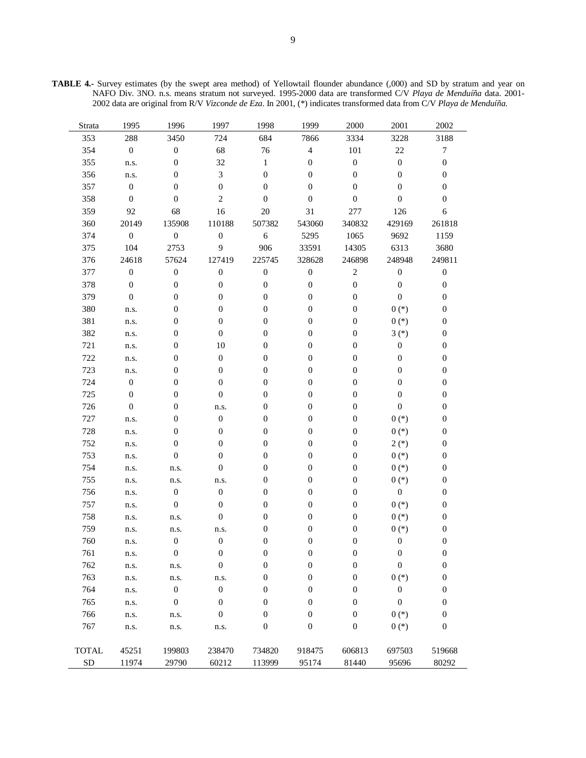**TABLE 4.-** Survey estimates (by the swept area method) of Yellowtail flounder abundance (,000) and SD by stratum and year on NAFO Div. 3NO. n.s. means stratum not surveyed. 1995-2000 data are transformed C/V *Playa de Menduíña* data. 2001-2002 data are original from R/V *Vizconde de Eza*. In 2001, (*) indicates transformed data from C/V *Playa de Menduíña.*

| Strata | 1995 | 1996 | 1997 | 1998 | 1999 | 2000 | 2001 | 2002 |
|---|---|---|---|---|---|---|---|---|
| 353 | 288 | 3450 | 724 | 684 | 7866 | 3334 | 3228 | 3188 |
| 354 | 0 | 0 | 68 | 76 | 4 | 101 | 22 | 7 |
| 355 | n.s. | 0 | 32 | 1 | 0 | 0 | 0 | 0 |
| 356 | n.s. | 0 | 3 | 0 | 0 | 0 | 0 | 0 |
| 357 | 0 | 0 | 0 | 0 | 0 | 0 | 0 | 0 |
| 358 | 0 | 0 | 2 | 0 | 0 | 0 | 0 | 0 |
| 359 | 92 | 68 | 16 | 20 | 31 | 277 | 126 | 6 |
| 360 | 20149 | 135908 | 110188 | 507382 | 543060 | 340832 | 429169 | 261818 |
| 374 | 0 | 0 | 0 | 6 | 5295 | 1065 | 9692 | 1159 |
| 375 | 104 | 2753 | 9 | 906 | 33591 | 14305 | 6313 | 3680 |
| 376 | 24618 | 57624 | 127419 | 225745 | 328628 | 246898 | 248948 | 249811 |
| 377 | 0 | 0 | 0 | 0 | 0 | 2 | 0 | 0 |
| 378 | 0 | 0 | 0 | 0 | 0 | 0 | 0 | 0 |
| 379 | 0 | 0 | 0 | 0 | 0 | 0 | 0 | 0 |
| 380 | n.s. | 0 | 0 | 0 | 0 | 0 | 0 (*) | 0 |
| 381 | n.s. | 0 | 0 | 0 | 0 | 0 | 0 (*) | 0 |
| 382 | n.s. | 0 | 0 | 0 | 0 | 0 | 3 (*) | 0 |
| 721 | n.s. | 0 | 10 | 0 | 0 | 0 | 0 | 0 |
| 722 | n.s. | 0 | 0 | 0 | 0 | 0 | 0 | 0 |
| 723 | n.s. | 0 | 0 | 0 | 0 | 0 | 0 | 0 |
| 724 | 0 | 0 | 0 | 0 | 0 | 0 | 0 | 0 |
| 725 | 0 | 0 | 0 | 0 | 0 | 0 | 0 | 0 |
| 726 | 0 | 0 | n.s. | 0 | 0 | 0 | 0 | 0 |
| 727 | n.s. | 0 | 0 | 0 | 0 | 0 | 0 (*) | 0 |
| 728 | n.s. | 0 | 0 | 0 | 0 | 0 | 0 (*) | 0 |
| 752 | n.s. | 0 | 0 | 0 | 0 | 0 | 2 (*) | 0 |
| 753 | n.s. | 0 | 0 | 0 | 0 | 0 | 0 (*) | 0 |
| 754 | n.s. | n.s. | 0 | 0 | 0 | 0 | 0 (*) | 0 |
| 755 | n.s. | n.s. | n.s. | 0 | 0 | 0 | 0 (*) | 0 |
| 756 | n.s. | 0 | 0 | 0 | 0 | 0 | 0 | 0 |
| 757 | n.s. | 0 | 0 | 0 | 0 | 0 | 0 (*) | 0 |
| 758 | n.s. | n.s. | 0 | 0 | 0 | 0 | 0 (*) | 0 |
| 759 | n.s. | n.s. | n.s. | 0 | 0 | 0 | 0 (*) | 0 |
| 760 | n.s. | 0 | 0 | 0 | 0 | 0 | 0 | 0 |
| 761 | n.s. | 0 | 0 | 0 | 0 | 0 | 0 | 0 |
| 762 | n.s. | n.s. | 0 | 0 | 0 | 0 | 0 | 0 |
| 763 | n.s. | n.s. | n.s. | 0 | 0 | 0 | 0 (*) | 0 |
| 764 | n.s. | 0 | 0 | 0 | 0 | 0 | 0 | 0 |
| 765 | n.s. | 0 | 0 | 0 | 0 | 0 | 0 | 0 |
| 766 | n.s. | n.s. | 0 | 0 | 0 | 0 | 0 (*) | 0 |
| 767 | n.s. | n.s. | n.s. | 0 | 0 | 0 | 0 (*) | 0 |
| TOTAL | 45251 | 199803 | 238470 | 734820 | 918475 | 606813 | 697503 | 519668 |
| SD | 11974 | 29790 | 60212 | 113999 | 95174 | 81440 | 95696 | 80292 |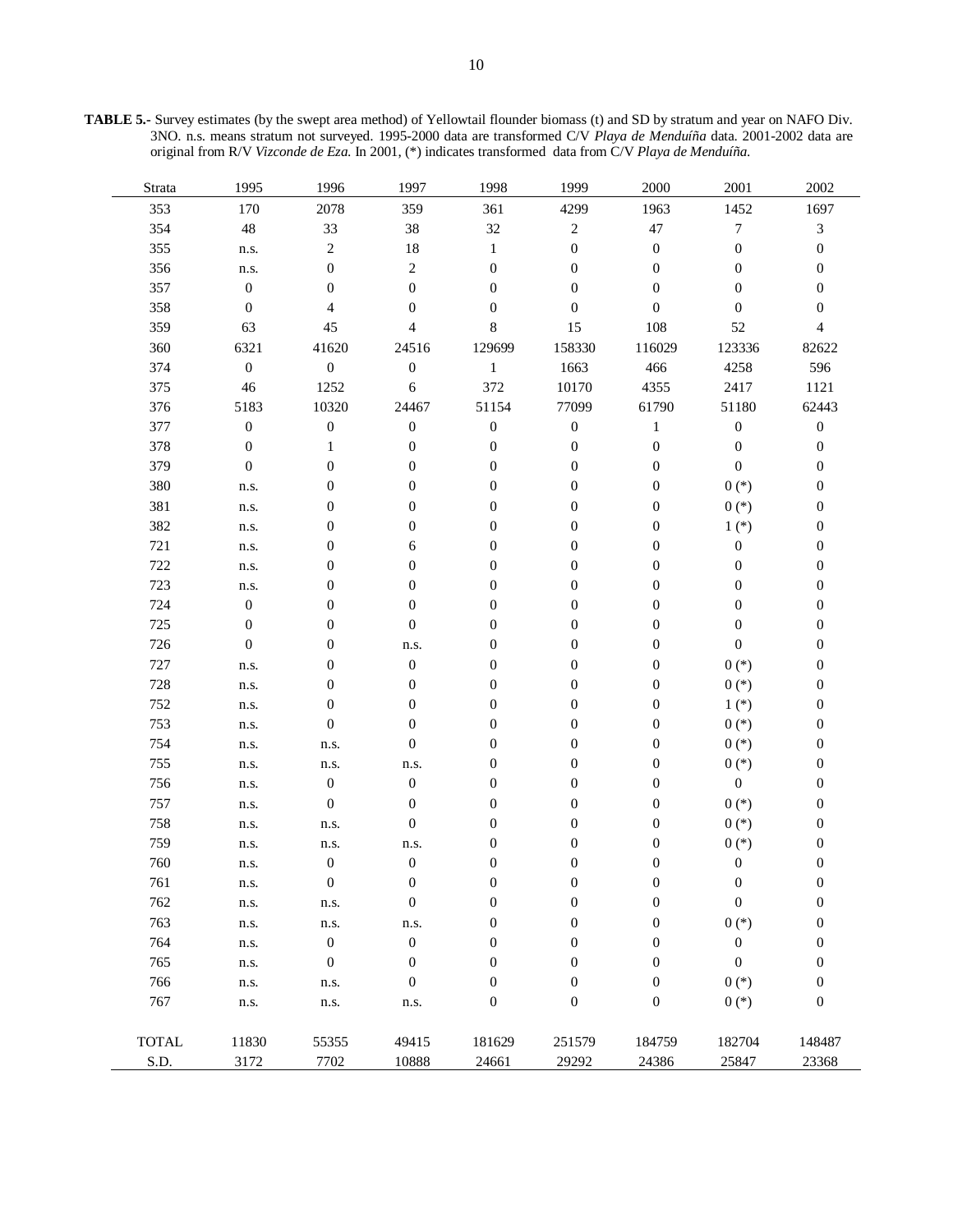**TABLE 5.-** Survey estimates (by the swept area method) of Yellowtail flounder biomass (t) and SD by stratum and year on NAFO Div. 3NO. n.s. means stratum not surveyed. 1995-2000 data are transformed C/V *Playa de Menduíña* data. 2001-2002 data are original from R/V *Vizconde de Eza.* In 2001, (*) indicates transformed data from C/V *Playa de Menduíña.*

| Strata | 1995 | 1996 | 1997 | 1998 | 1999 | 2000 | 2001 | 2002 |
|---|---|---|---|---|---|---|---|---|
| 353 | 170 | 2078 | 359 | 361 | 4299 | 1963 | 1452 | 1697 |
| 354 | 48 | 33 | 38 | 32 | 2 | 47 | 7 | 3 |
| 355 | n.s. | 2 | 18 | 1 | 0 | 0 | 0 | 0 |
| 356 | n.s. | 0 | 2 | 0 | 0 | 0 | 0 | 0 |
| 357 | 0 | 0 | 0 | 0 | 0 | 0 | 0 | 0 |
| 358 | 0 | 4 | 0 | 0 | 0 | 0 | 0 | 0 |
| 359 | 63 | 45 | 4 | 8 | 15 | 108 | 52 | 4 |
| 360 | 6321 | 41620 | 24516 | 129699 | 158330 | 116029 | 123336 | 82622 |
| 374 | 0 | 0 | 0 | 1 | 1663 | 466 | 4258 | 596 |
| 375 | 46 | 1252 | 6 | 372 | 10170 | 4355 | 2417 | 1121 |
| 376 | 5183 | 10320 | 24467 | 51154 | 77099 | 61790 | 51180 | 62443 |
| 377 | 0 | 0 | 0 | 0 | 0 | 1 | 0 | 0 |
| 378 | 0 | 1 | 0 | 0 | 0 | 0 | 0 | 0 |
| 379 | 0 | 0 | 0 | 0 | 0 | 0 | 0 | 0 |
| 380 | n.s. | 0 | 0 | 0 | 0 | 0 | 0 (*) | 0 |
| 381 | n.s. | 0 | 0 | 0 | 0 | 0 | 0 (*) | 0 |
| 382 | n.s. | 0 | 0 | 0 | 0 | 0 | 1 (*) | 0 |
| 721 | n.s. | 0 | 6 | 0 | 0 | 0 | 0 | 0 |
| 722 | n.s. | 0 | 0 | 0 | 0 | 0 | 0 | 0 |
| 723 | n.s. | 0 | 0 | 0 | 0 | 0 | 0 | 0 |
| 724 | 0 | 0 | 0 | 0 | 0 | 0 | 0 | 0 |
| 725 | 0 | 0 | 0 | 0 | 0 | 0 | 0 | 0 |
| 726 | 0 | 0 | n.s. | 0 | 0 | 0 | 0 | 0 |
| 727 | n.s. | 0 | 0 | 0 | 0 | 0 | 0 (*) | 0 |
| 728 | n.s. | 0 | 0 | 0 | 0 | 0 | 0 (*) | 0 |
| 752 | n.s. | 0 | 0 | 0 | 0 | 0 | 1 (*) | 0 |
| 753 | n.s. | 0 | 0 | 0 | 0 | 0 | 0 (*) | 0 |
| 754 | n.s. | n.s. | 0 | 0 | 0 | 0 | 0 (*) | 0 |
| 755 | n.s. | n.s. | n.s. | 0 | 0 | 0 | 0 (*) | 0 |
| 756 | n.s. | 0 | 0 | 0 | 0 | 0 | 0 | 0 |
| 757 | n.s. | 0 | 0 | 0 | 0 | 0 | 0 (*) | 0 |
| 758 | n.s. | n.s. | 0 | 0 | 0 | 0 | 0 (*) | 0 |
| 759 | n.s. | n.s. | n.s. | 0 | 0 | 0 | 0 (*) | 0 |
| 760 | n.s. | 0 | 0 | 0 | 0 | 0 | 0 | 0 |
| 761 | n.s. | 0 | 0 | 0 | 0 | 0 | 0 | 0 |
| 762 | n.s. | n.s. | 0 | 0 | 0 | 0 | 0 | 0 |
| 763 | n.s. | n.s. | n.s. | 0 | 0 | 0 | 0 (*) | 0 |
| 764 | n.s. | 0 | 0 | 0 | 0 | 0 | 0 | 0 |
| 765 | n.s. | 0 | 0 | 0 | 0 | 0 | 0 | 0 |
| 766 | n.s. | n.s. | 0 | 0 | 0 | 0 | 0 (*) | 0 |
| 767 | n.s. | n.s. | n.s. | 0 | 0 | 0 | 0 (*) | 0 |
| TOTAL | 11830 | 55355 | 49415 | 181629 | 251579 | 184759 | 182704 | 148487 |
| S.D. | 3172 | 7702 | 10888 | 24661 | 29292 | 24386 | 25847 | 23368 |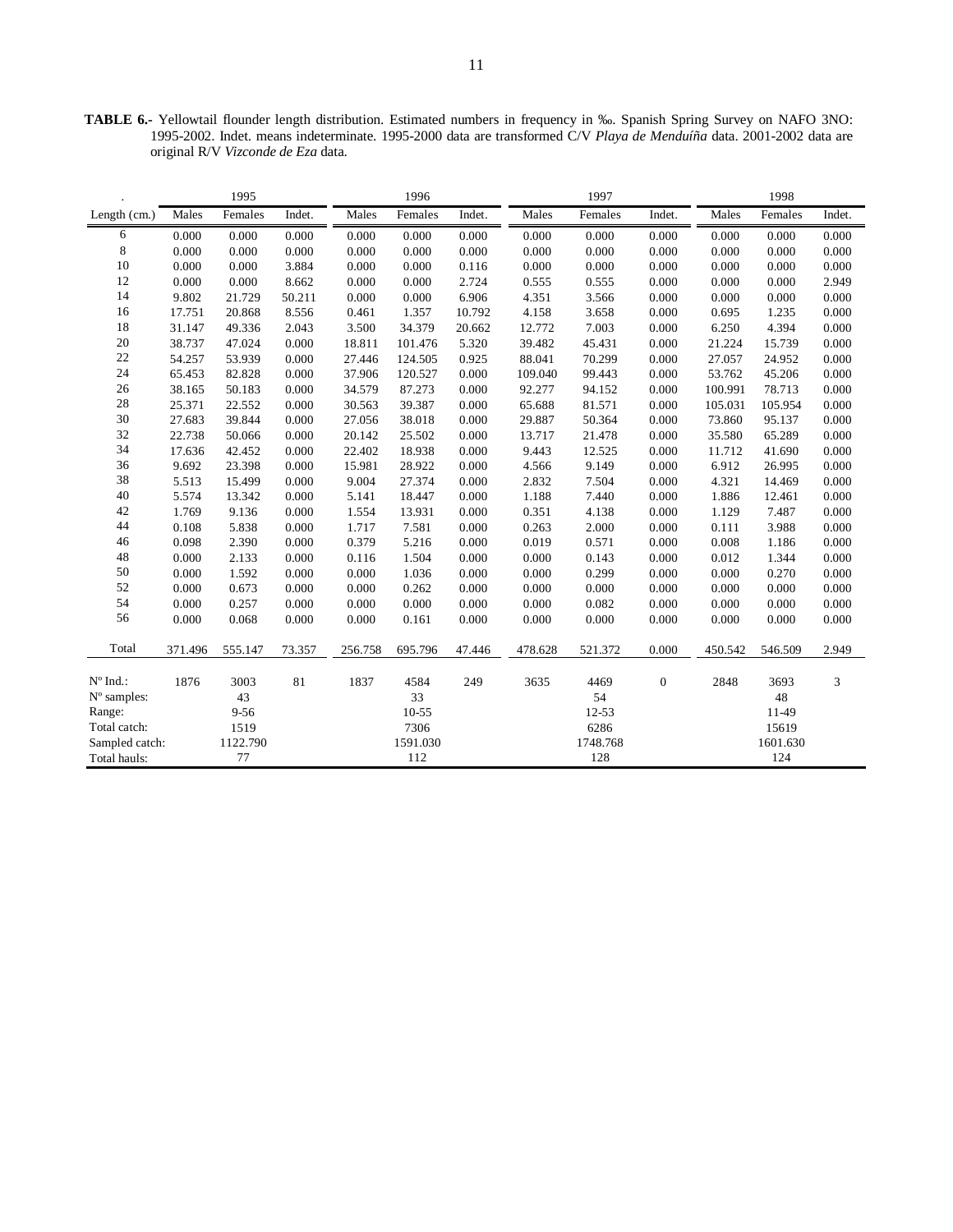**TABLE 6.-** Yellowtail flounder length distribution. Estimated numbers in frequency in ‰. Spanish Spring Survey on NAFO 3NO: 1995-2002. Indet. means indeterminate. 1995-2000 data are transformed C/V *Playa de Menduíña* data. 2001-2002 data are original R/V *Vizconde de Eza* data.

| . | 1995 | | | 1996 | | | 1997 | | | 1998 | | |
|---|---|---|---|---|---|---|---|---|---|---|---|---|
| Length (cm.) | Males | Females | Indet. | Males | Females | Indet. | Males | Females | Indet. | Males | Females | Indet. |
| 6 | 0.000 | 0.000 | 0.000 | 0.000 | 0.000 | 0.000 | 0.000 | 0.000 | 0.000 | 0.000 | 0.000 | 0.000 |
| 8 | 0.000 | 0.000 | 0.000 | 0.000 | 0.000 | 0.000 | 0.000 | 0.000 | 0.000 | 0.000 | 0.000 | 0.000 |
| 10 | 0.000 | 0.000 | 3.884 | 0.000 | 0.000 | 0.116 | 0.000 | 0.000 | 0.000 | 0.000 | 0.000 | 0.000 |
| 12 | 0.000 | 0.000 | 8.662 | 0.000 | 0.000 | 2.724 | 0.555 | 0.555 | 0.000 | 0.000 | 0.000 | 2.949 |
| 14 | 9.802 | 21.729 | 50.211 | 0.000 | 0.000 | 6.906 | 4.351 | 3.566 | 0.000 | 0.000 | 0.000 | 0.000 |
| 16 | 17.751 | 20.868 | 8.556 | 0.461 | 1.357 | 10.792 | 4.158 | 3.658 | 0.000 | 0.695 | 1.235 | 0.000 |
| 18 | 31.147 | 49.336 | 2.043 | 3.500 | 34.379 | 20.662 | 12.772 | 7.003 | 0.000 | 6.250 | 4.394 | 0.000 |
| 20 | 38.737 | 47.024 | 0.000 | 18.811 | 101.476 | 5.320 | 39.482 | 45.431 | 0.000 | 21.224 | 15.739 | 0.000 |
| 22 | 54.257 | 53.939 | 0.000 | 27.446 | 124.505 | 0.925 | 88.041 | 70.299 | 0.000 | 27.057 | 24.952 | 0.000 |
| 24 | 65.453 | 82.828 | 0.000 | 37.906 | 120.527 | 0.000 | 109.040 | 99.443 | 0.000 | 53.762 | 45.206 | 0.000 |
| 26 | 38.165 | 50.183 | 0.000 | 34.579 | 87.273 | 0.000 | 92.277 | 94.152 | 0.000 | 100.991 | 78.713 | 0.000 |
| 28 | 25.371 | 22.552 | 0.000 | 30.563 | 39.387 | 0.000 | 65.688 | 81.571 | 0.000 | 105.031 | 105.954 | 0.000 |
| 30 | 27.683 | 39.844 | 0.000 | 27.056 | 38.018 | 0.000 | 29.887 | 50.364 | 0.000 | 73.860 | 95.137 | 0.000 |
| 32 | 22.738 | 50.066 | 0.000 | 20.142 | 25.502 | 0.000 | 13.717 | 21.478 | 0.000 | 35.580 | 65.289 | 0.000 |
| 34 | 17.636 | 42.452 | 0.000 | 22.402 | 18.938 | 0.000 | 9.443 | 12.525 | 0.000 | 11.712 | 41.690 | 0.000 |
| 36 | 9.692 | 23.398 | 0.000 | 15.981 | 28.922 | 0.000 | 4.566 | 9.149 | 0.000 | 6.912 | 26.995 | 0.000 |
| 38 | 5.513 | 15.499 | 0.000 | 9.004 | 27.374 | 0.000 | 2.832 | 7.504 | 0.000 | 4.321 | 14.469 | 0.000 |
| 40 | 5.574 | 13.342 | 0.000 | 5.141 | 18.447 | 0.000 | 1.188 | 7.440 | 0.000 | 1.886 | 12.461 | 0.000 |
| 42 | 1.769 | 9.136 | 0.000 | 1.554 | 13.931 | 0.000 | 0.351 | 4.138 | 0.000 | 1.129 | 7.487 | 0.000 |
| 44 | 0.108 | 5.838 | 0.000 | 1.717 | 7.581 | 0.000 | 0.263 | 2.000 | 0.000 | 0.111 | 3.988 | 0.000 |
| 46 | 0.098 | 2.390 | 0.000 | 0.379 | 5.216 | 0.000 | 0.019 | 0.571 | 0.000 | 0.008 | 1.186 | 0.000 |
| 48 | 0.000 | 2.133 | 0.000 | 0.116 | 1.504 | 0.000 | 0.000 | 0.143 | 0.000 | 0.012 | 1.344 | 0.000 |
| 50 | 0.000 | 1.592 | 0.000 | 0.000 | 1.036 | 0.000 | 0.000 | 0.299 | 0.000 | 0.000 | 0.270 | 0.000 |
| 52 | 0.000 | 0.673 | 0.000 | 0.000 | 0.262 | 0.000 | 0.000 | 0.000 | 0.000 | 0.000 | 0.000 | 0.000 |
| 54 | 0.000 | 0.257 | 0.000 | 0.000 | 0.000 | 0.000 | 0.000 | 0.082 | 0.000 | 0.000 | 0.000 | 0.000 |
| 56 | 0.000 | 0.068 | 0.000 | 0.000 | 0.161 | 0.000 | 0.000 | 0.000 | 0.000 | 0.000 | 0.000 | 0.000 |
| Total | 371.496 | 555.147 | 73.357 | 256.758 | 695.796 | 47.446 | 478.628 | 521.372 | 0.000 | 450.542 | 546.509 | 2.949 |
| Nº Ind.: | 1876 | 3003 | 81 | 1837 | 4584 | 249 | 3635 | 4469 | 0 | 2848 | 3693 | 3 |
| Nº samples: | | 43 | | | 33 | | | 54 | | | 48 | |
| Range: | | 9-56 | | | 10-55 | | | 12-53 | | | 11-49 | |
| Total catch: | | 1519 | | | 7306 | | | 6286 | | | 15619 | |
| Sampled catch: | | 1122.790 | | | 1591.030 | | | 1748.768 | | | 1601.630 | |
| Total hauls: | | 77 | | | 112 | | | 128 | | | 124 | |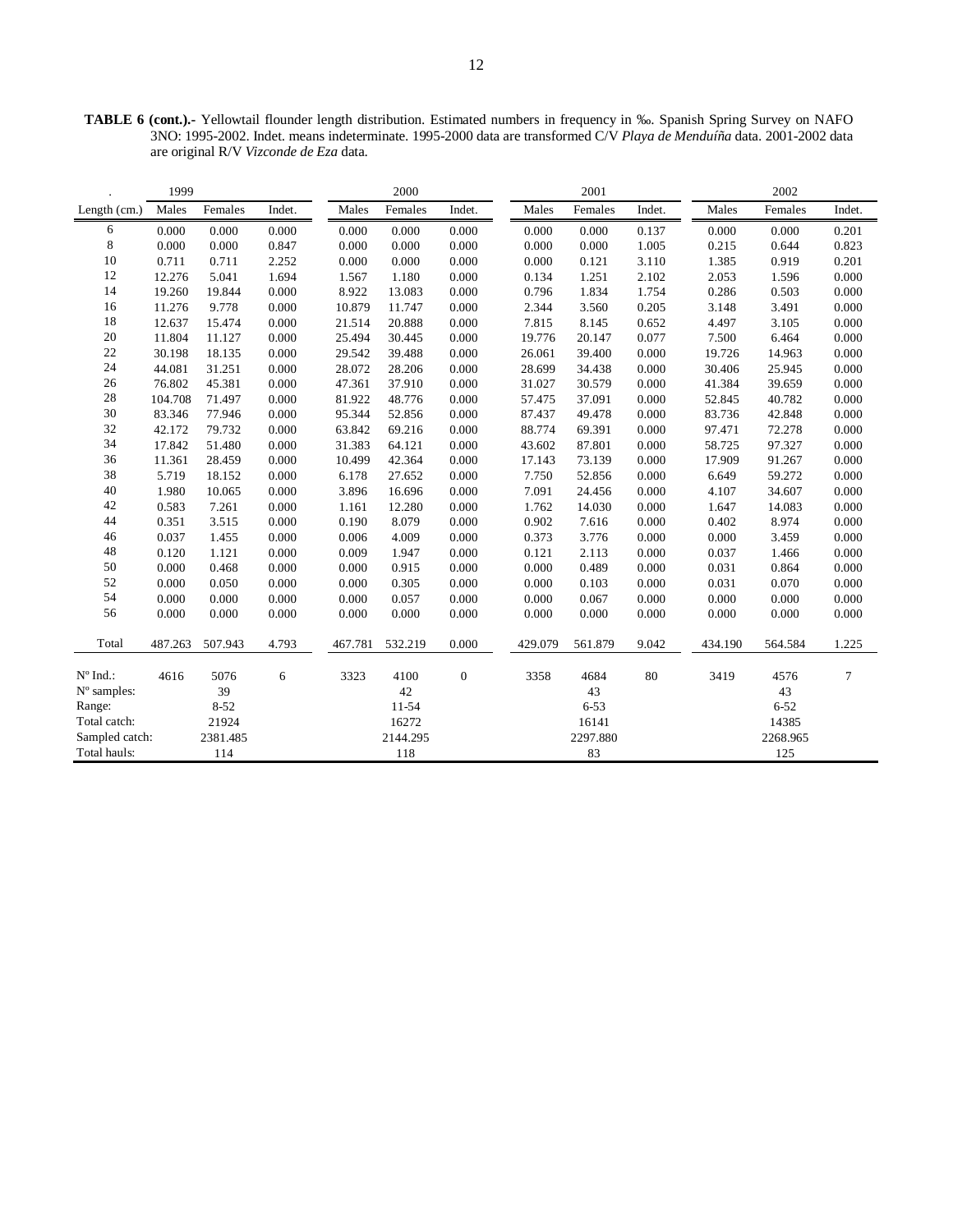**TABLE 6 (cont.).-** Yellowtail flounder length distribution. Estimated numbers in frequency in ‰. Spanish Spring Survey on NAFO 3NO: 1995-2002. Indet. means indeterminate. 1995-2000 data are transformed C/V *Playa de Menduíña* data. 2001-2002 data are original R/V *Vizconde de Eza* data.

| . | 1999 | | | 2000 | | | 2001 | | | 2002 | | |
|---|---|---|---|---|---|---|---|---|---|---|---|---|
| Length (cm.) | Males | Females | Indet. | Males | Females | Indet. | Males | Females | Indet. | Males | Females | Indet. |
| 6 | 0.000 | 0.000 | 0.000 | 0.000 | 0.000 | 0.000 | 0.000 | 0.000 | 0.137 | 0.000 | 0.000 | 0.201 |
| 8 | 0.000 | 0.000 | 0.847 | 0.000 | 0.000 | 0.000 | 0.000 | 0.000 | 1.005 | 0.215 | 0.644 | 0.823 |
| 10 | 0.711 | 0.711 | 2.252 | 0.000 | 0.000 | 0.000 | 0.000 | 0.121 | 3.110 | 1.385 | 0.919 | 0.201 |
| 12 | 12.276 | 5.041 | 1.694 | 1.567 | 1.180 | 0.000 | 0.134 | 1.251 | 2.102 | 2.053 | 1.596 | 0.000 |
| 14 | 19.260 | 19.844 | 0.000 | 8.922 | 13.083 | 0.000 | 0.796 | 1.834 | 1.754 | 0.286 | 0.503 | 0.000 |
| 16 | 11.276 | 9.778 | 0.000 | 10.879 | 11.747 | 0.000 | 2.344 | 3.560 | 0.205 | 3.148 | 3.491 | 0.000 |
| 18 | 12.637 | 15.474 | 0.000 | 21.514 | 20.888 | 0.000 | 7.815 | 8.145 | 0.652 | 4.497 | 3.105 | 0.000 |
| 20 | 11.804 | 11.127 | 0.000 | 25.494 | 30.445 | 0.000 | 19.776 | 20.147 | 0.077 | 7.500 | 6.464 | 0.000 |
| 22 | 30.198 | 18.135 | 0.000 | 29.542 | 39.488 | 0.000 | 26.061 | 39.400 | 0.000 | 19.726 | 14.963 | 0.000 |
| 24 | 44.081 | 31.251 | 0.000 | 28.072 | 28.206 | 0.000 | 28.699 | 34.438 | 0.000 | 30.406 | 25.945 | 0.000 |
| 26 | 76.802 | 45.381 | 0.000 | 47.361 | 37.910 | 0.000 | 31.027 | 30.579 | 0.000 | 41.384 | 39.659 | 0.000 |
| 28 | 104.708 | 71.497 | 0.000 | 81.922 | 48.776 | 0.000 | 57.475 | 37.091 | 0.000 | 52.845 | 40.782 | 0.000 |
| 30 | 83.346 | 77.946 | 0.000 | 95.344 | 52.856 | 0.000 | 87.437 | 49.478 | 0.000 | 83.736 | 42.848 | 0.000 |
| 32 | 42.172 | 79.732 | 0.000 | 63.842 | 69.216 | 0.000 | 88.774 | 69.391 | 0.000 | 97.471 | 72.278 | 0.000 |
| 34 | 17.842 | 51.480 | 0.000 | 31.383 | 64.121 | 0.000 | 43.602 | 87.801 | 0.000 | 58.725 | 97.327 | 0.000 |
| 36 | 11.361 | 28.459 | 0.000 | 10.499 | 42.364 | 0.000 | 17.143 | 73.139 | 0.000 | 17.909 | 91.267 | 0.000 |
| 38 | 5.719 | 18.152 | 0.000 | 6.178 | 27.652 | 0.000 | 7.750 | 52.856 | 0.000 | 6.649 | 59.272 | 0.000 |
| 40 | 1.980 | 10.065 | 0.000 | 3.896 | 16.696 | 0.000 | 7.091 | 24.456 | 0.000 | 4.107 | 34.607 | 0.000 |
| 42 | 0.583 | 7.261 | 0.000 | 1.161 | 12.280 | 0.000 | 1.762 | 14.030 | 0.000 | 1.647 | 14.083 | 0.000 |
| 44 | 0.351 | 3.515 | 0.000 | 0.190 | 8.079 | 0.000 | 0.902 | 7.616 | 0.000 | 0.402 | 8.974 | 0.000 |
| 46 | 0.037 | 1.455 | 0.000 | 0.006 | 4.009 | 0.000 | 0.373 | 3.776 | 0.000 | 0.000 | 3.459 | 0.000 |
| 48 | 0.120 | 1.121 | 0.000 | 0.009 | 1.947 | 0.000 | 0.121 | 2.113 | 0.000 | 0.037 | 1.466 | 0.000 |
| 50 | 0.000 | 0.468 | 0.000 | 0.000 | 0.915 | 0.000 | 0.000 | 0.489 | 0.000 | 0.031 | 0.864 | 0.000 |
| 52 | 0.000 | 0.050 | 0.000 | 0.000 | 0.305 | 0.000 | 0.000 | 0.103 | 0.000 | 0.031 | 0.070 | 0.000 |
| 54 | 0.000 | 0.000 | 0.000 | 0.000 | 0.057 | 0.000 | 0.000 | 0.067 | 0.000 | 0.000 | 0.000 | 0.000 |
| 56 | 0.000 | 0.000 | 0.000 | 0.000 | 0.000 | 0.000 | 0.000 | 0.000 | 0.000 | 0.000 | 0.000 | 0.000 |
| Total | 487.263 | 507.943 | 4.793 | 467.781 | 532.219 | 0.000 | 429.079 | 561.879 | 9.042 | 434.190 | 564.584 | 1.225 |
| Nº Ind.: | 4616 | 5076 | 6 | 3323 | 4100 | 0 | 3358 | 4684 | 80 | 3419 | 4576 | 7 |
| Nº samples: | | 39 | | | 42 | | | 43 | | | 43 | |
| Range: | | 8-52 | | | 11-54 | | | 6-53 | | | 6-52 | |
| Total catch: | | 21924 | | | 16272 | | | 16141 | | | 14385 | |
| Sampled catch: | | 2381.485 | | | 2144.295 | | | 2297.880 | | | 2268.965 | |
| Total hauls: | | 114 | | | 118 | | | 83 | | | 125 | |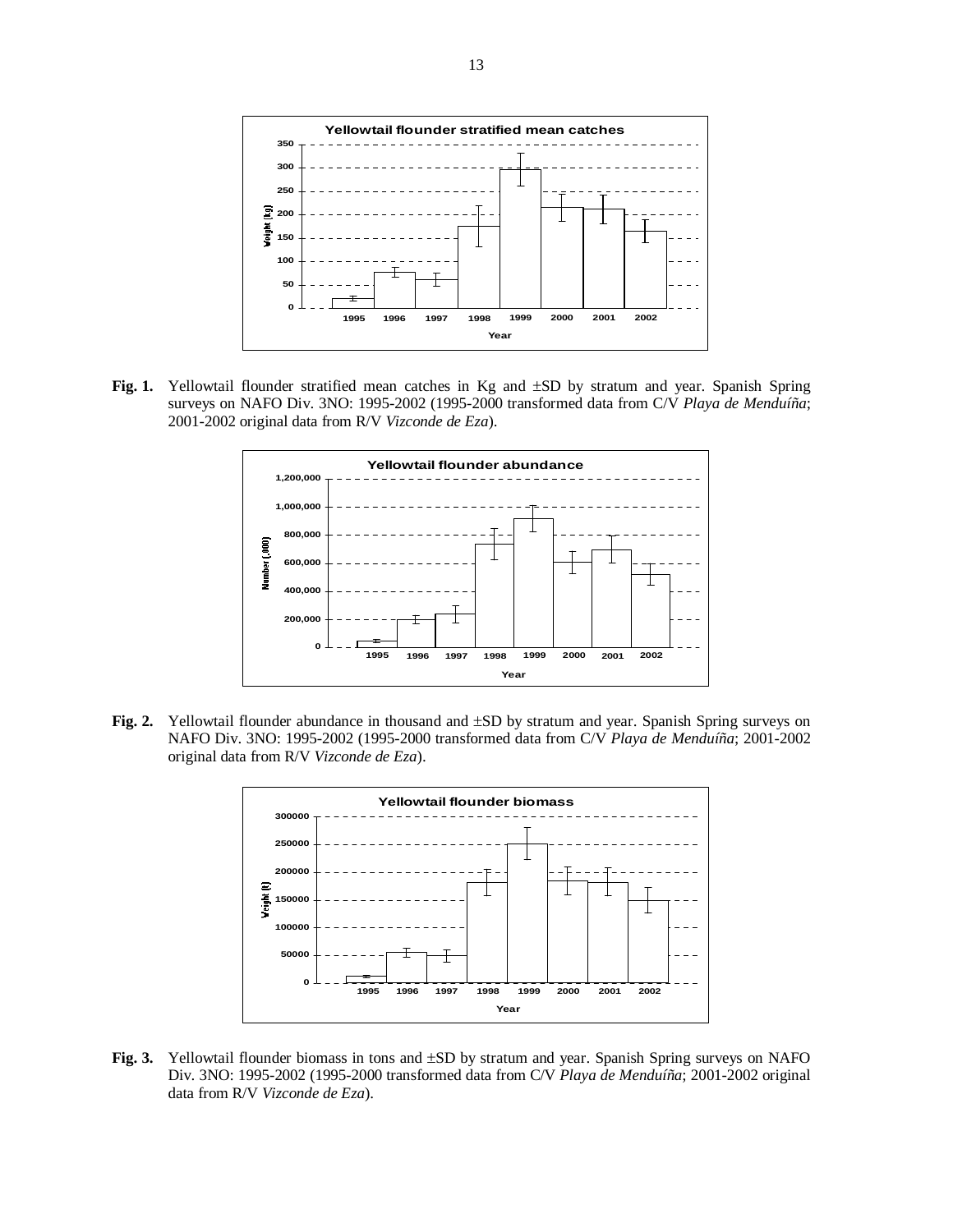**Fig. 1.** Yellowtail flounder stratified mean catches in Kg and ±SD by stratum and year. Spanish Spring surveys on NAFO Div. 3NO: 1995-2002 (1995-2000 transformed data from C/V *Playa de Menduíña*; 2001-2002 original data from R/V *Vizconde de Eza*).

**Fig. 2.** Yellowtail flounder abundance in thousand and ±SD by stratum and year. Spanish Spring surveys on NAFO Div. 3NO: 1995-2002 (1995-2000 transformed data from C/V *Playa de Menduíña*; 2001-2002 original data from R/V *Vizconde de Eza*).

**Fig. 3.** Yellowtail flounder biomass in tons and ±SD by stratum and year. Spanish Spring surveys on NAFO Div. 3NO: 1995-2002 (1995-2000 transformed data from C/V *Playa de Menduíña*; 2001-2002 original data from R/V *Vizconde de Eza*).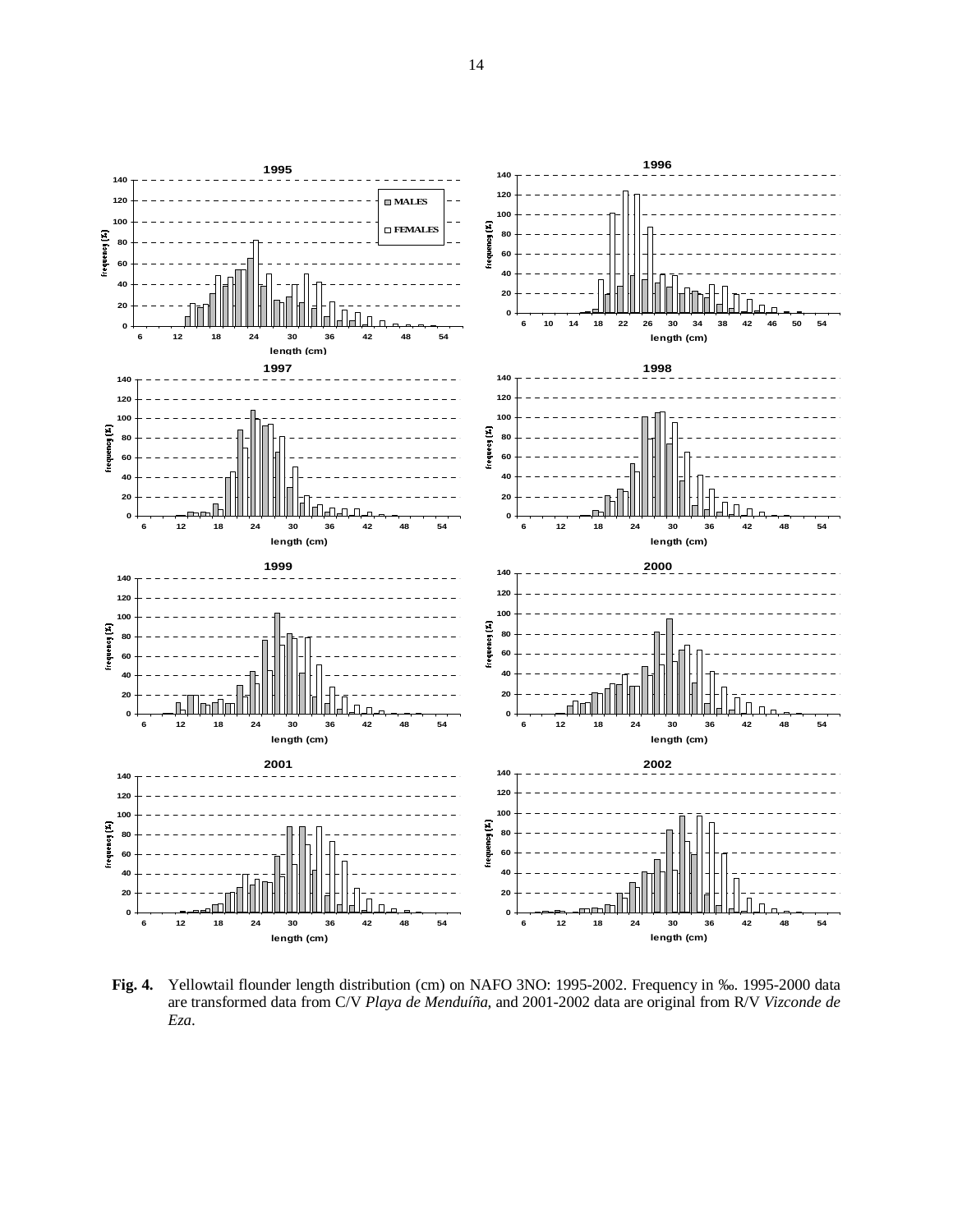**Fig. 4.** Yellowtail flounder length distribution (cm) on NAFO 3NO: 1995-2002. Frequency in ‰. 1995-2000 data are transformed data from C/V *Playa de Menduíña*, and 2001-2002 data are original from R/V *Vizconde de Eza*.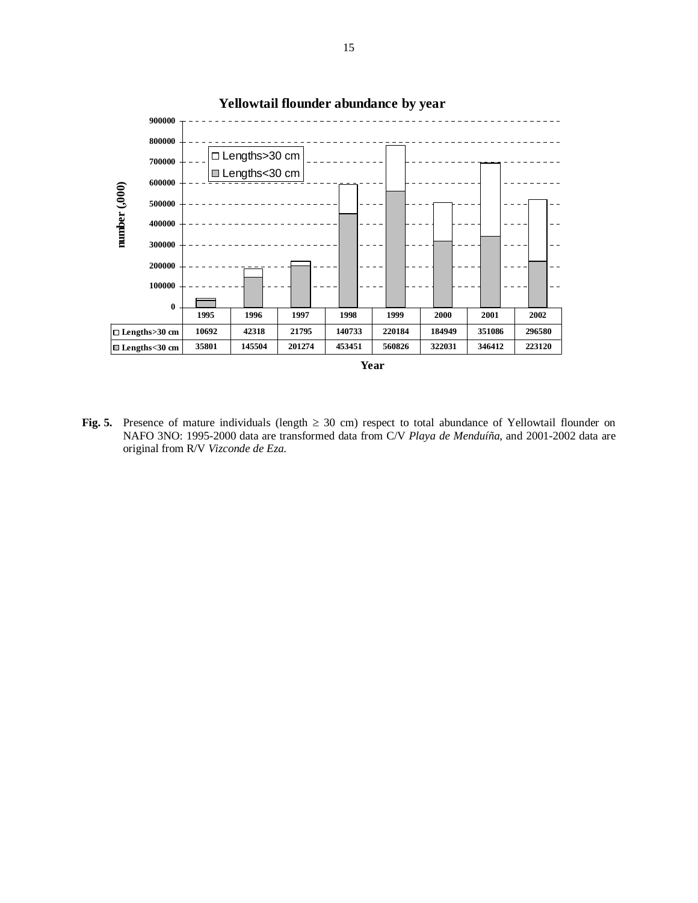Yellowtail flounder abundance by year

900000
800000
700000
600000
500000
400000
300000
200000
100000
0

number (,000)

Lengths>30 cm
Lengths<30 cm

1995 1996 1997 1998 1999 2000 2001 2002

Lengths>30 cm 10692 42318 21795 140733 220184 184949 351086 296580

Lengths<30 cm 35801 145504 201274 453451 560826 322031 346412 223120

Year

**Fig. 5.** Presence of mature individuals (length $\geq$ 30 cm) respect to total abundance of Yellowtail flounder on NAFO 3NO: 1995-2000 data are transformed data from C/V *Playa de Menduíña*, and 2001-2002 data are original from R/V *Vizconde de Eza.*